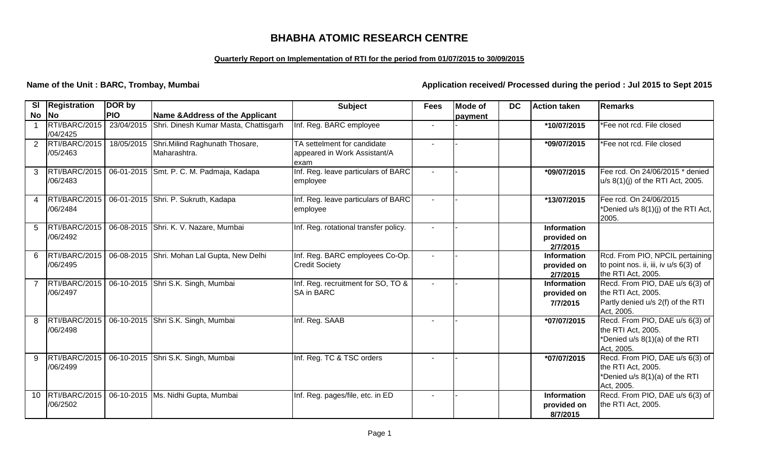# BHABHA ATOMIC RESEARCH CENTRE

**Quarterly Report on Implementation of RTI for the period from 01/07/2015 to 30/09/2015**

**Name of the Unit : BARC, Trombay, Mumbai** **Application received/ Processed during the period : Jul 2015 to Sept 2015**

| Sl No | Registration No | DOR by PIO | Name &Address of the Applicant | Subject | Fees | Mode of payment | DC | Action taken | Remarks |
|---|---|---|---|---|---|---|---|---|---|
| 1 | RTI/BARC/2015 /04/2425 | 23/04/2015 | Shri. Dinesh Kumar Masta, Chattisgarh | Inf. Reg. BARC employee | - | - | | **\*10/07/2015** | \*Fee not rcd. File closed |
| 2 | RTI/BARC/2015 /05/2463 | 18/05/2015 | Shri.Milind Raghunath Thosare, Maharashtra. | TA settelment for candidate appeared in Work Assistant/A exam | - | - | | **\*09/07/2015** | \*Fee not rcd. File closed |
| 3 | RTI/BARC/2015 /06/2483 | 06-01-2015 | Smt. P. C. M. Padmaja, Kadapa | Inf. Reg. leave particulars of BARC employee | - | - | | **\*09/07/2015** | Fee rcd. On 24/06/2015 \* denied u/s 8(1)(j) of the RTI Act, 2005. |
| 4 | RTI/BARC/2015 /06/2484 | 06-01-2015 | Shri. P. Sukruth, Kadapa | Inf. Reg. leave particulars of BARC employee | - | - | | **\*13/07/2015** | Fee rcd. On 24/06/2015 \*Denied u/s 8(1)(j) of the RTI Act, 2005. |
| 5 | RTI/BARC/2015 /06/2492 | 06-08-2015 | Shri. K. V. Nazare, Mumbai | Inf. Reg. rotational transfer policy. | - | - | | **Information provided on 2/7/2015** | |
| 6 | RTI/BARC/2015 /06/2495 | 06-08-2015 | Shri. Mohan Lal Gupta, New Delhi | Inf. Reg. BARC employees Co-Op. Credit Society | - | - | | **Information provided on 2/7/2015** | Rcd. From PIO, NPCIL pertaining to point nos. ii, iii, iv u/s 6(3) of the RTI Act, 2005. |
| 7 | RTI/BARC/2015 /06/2497 | 06-10-2015 | Shri S.K. Singh, Mumbai | Inf. Reg. recruitment for SO, TO & SA in BARC | - | - | | **Information provided on 7/7/2015** | Recd. From PIO, DAE u/s 6(3) of the RTI Act, 2005. Partly denied u/s 2(f) of the RTI Act, 2005. |
| 8 | RTI/BARC/2015 /06/2498 | 06-10-2015 | Shri S.K. Singh, Mumbai | Inf. Reg. SAAB | - | - | | **\*07/07/2015** | Recd. From PIO, DAE u/s 6(3) of the RTI Act, 2005. \*Denied u/s 8(1)(a) of the RTI Act, 2005. |
| 9 | RTI/BARC/2015 /06/2499 | 06-10-2015 | Shri S.K. Singh, Mumbai | Inf. Reg. TC & TSC orders | - | - | | **\*07/07/2015** | Recd. From PIO, DAE u/s 6(3) of the RTI Act, 2005. \*Denied u/s 8(1)(a) of the RTI Act, 2005. |
| 10 | RTI/BARC/2015 /06/2502 | 06-10-2015 | Ms. Nidhi Gupta, Mumbai | Inf. Reg. pages/file, etc. in ED | - | - | | **Information provided on 8/7/2015** | Recd. From PIO, DAE u/s 6(3) of the RTI Act, 2005. |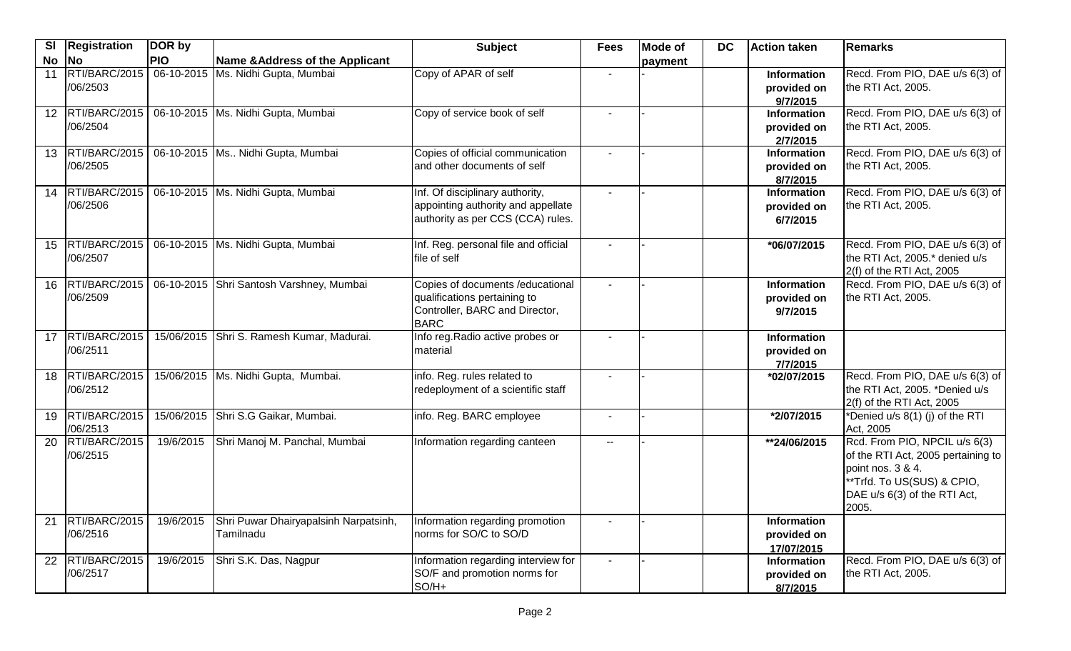| Sl No | Registration No | DOR by PIO | Name &Address of the Applicant | Subject | Fees | Mode of payment | DC | Action taken | Remarks |
|---|---|---|---|---|---|---|---|---|---|
| 11 | RTI/BARC/2015 /06/2503 | 06-10-2015 | Ms. Nidhi Gupta, Mumbai | Copy of APAR of self | - | - | | **Information provided on 9/7/2015** | Recd. From PIO, DAE u/s 6(3) of the RTI Act, 2005. |
| 12 | RTI/BARC/2015 /06/2504 | 06-10-2015 | Ms. Nidhi Gupta, Mumbai | Copy of service book of self | - | - | | **Information provided on 2/7/2015** | Recd. From PIO, DAE u/s 6(3) of the RTI Act, 2005. |
| 13 | RTI/BARC/2015 /06/2505 | 06-10-2015 | Ms.. Nidhi Gupta, Mumbai | Copies of official communication and other documents of self | - | - | | **Information provided on 8/7/2015** | Recd. From PIO, DAE u/s 6(3) of the RTI Act, 2005. |
| 14 | RTI/BARC/2015 /06/2506 | 06-10-2015 | Ms. Nidhi Gupta, Mumbai | Inf. Of disciplinary authority, appointing authority and appellate authority as per CCS (CCA) rules. | - | - | | **Information provided on 6/7/2015** | Recd. From PIO, DAE u/s 6(3) of the RTI Act, 2005. |
| 15 | RTI/BARC/2015 /06/2507 | 06-10-2015 | Ms. Nidhi Gupta, Mumbai | Inf. Reg. personal file and official file of self | - | - | | **\*06/07/2015** | Recd. From PIO, DAE u/s 6(3) of the RTI Act, 2005.* denied u/s 2(f) of the RTI Act, 2005 |
| 16 | RTI/BARC/2015 /06/2509 | 06-10-2015 | Shri Santosh Varshney, Mumbai | Copies of documents /educational qualifications pertaining to Controller, BARC and Director, BARC | - | - | | **Information provided on 9/7/2015** | Recd. From PIO, DAE u/s 6(3) of the RTI Act, 2005. |
| 17 | RTI/BARC/2015 /06/2511 | 15/06/2015 | Shri S. Ramesh Kumar, Madurai. | Info reg.Radio active probes or material | - | - | | **Information provided on 7/7/2015** | |
| 18 | RTI/BARC/2015 /06/2512 | 15/06/2015 | Ms. Nidhi Gupta, Mumbai. | info. Reg. rules related to redeployment of a scientific staff | - | - | | **\*02/07/2015** | Recd. From PIO, DAE u/s 6(3) of the RTI Act, 2005. *Denied u/s 2(f) of the RTI Act, 2005 |
| 19 | RTI/BARC/2015 /06/2513 | 15/06/2015 | Shri S.G Gaikar, Mumbai. | info. Reg. BARC employee | - | - | | **\*2/07/2015** | *Denied u/s 8(1) (j) of the RTI Act, 2005 |
| 20 | RTI/BARC/2015 /06/2515 | 19/6/2015 | Shri Manoj M. Panchal, Mumbai | Information regarding canteen | -- | - | | **\*\*24/06/2015** | Rcd. From PIO, NPCIL u/s 6(3) of the RTI Act, 2005 pertaining to point nos. 3 & 4. **Trfd. To US(SUS) & CPIO, DAE u/s 6(3) of the RTI Act, 2005. |
| 21 | RTI/BARC/2015 /06/2516 | 19/6/2015 | Shri Puwar Dhairyapalsinh Narpatsinh, Tamilnadu | Information regarding promotion norms for SO/C to SO/D | - | - | | **Information provided on 17/07/2015** | |
| 22 | RTI/BARC/2015 /06/2517 | 19/6/2015 | Shri S.K. Das, Nagpur | Information regarding interview for SO/F and promotion norms for SO/H+ | - | - | | **Information provided on 8/7/2015** | Recd. From PIO, DAE u/s 6(3) of the RTI Act, 2005. |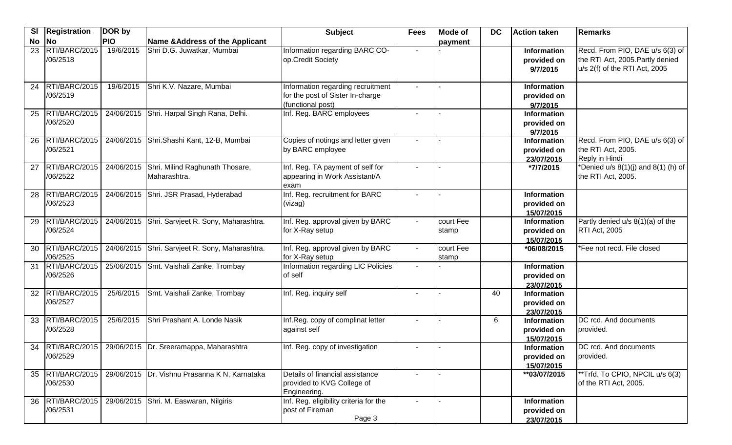| Sl No | Registration No | DOR by PIO | Name &Address of the Applicant | Subject | Fees | Mode of payment | DC | Action taken | Remarks |
|---|---|---|---|---|---|---|---|---|---|
| 23 | RTI/BARC/2015 /06/2518 | 19/6/2015 | Shri D.G. Juwatkar, Mumbai | Information regarding BARC CO-op.Credit Society | - | - | | Information provided on 9/7/2015 | Recd. From PIO, DAE u/s 6(3) of the RTI Act, 2005.Partly denied u/s 2(f) of the RTI Act, 2005 |
| 24 | RTI/BARC/2015 /06/2519 | 19/6/2015 | Shri K.V. Nazare, Mumbai | Information regarding recruitment for the post of Sister In-charge (functional post) | - | - | | Information provided on 9/7/2015 | |
| 25 | RTI/BARC/2015 /06/2520 | 24/06/2015 | Shri. Harpal Singh Rana, Delhi. | Inf. Reg. BARC employees | - | - | | Information provided on 9/7/2015 | |
| 26 | RTI/BARC/2015 /06/2521 | 24/06/2015 | Shri.Shashi Kant, 12-B, Mumbai | Copies of notings and letter given by BARC employee | - | - | | Information provided on 23/07/2015 | Recd. From PIO, DAE u/s 6(3) of the RTI Act, 2005. Reply in Hindi |
| 27 | RTI/BARC/2015 /06/2522 | 24/06/2015 | Shri. Milind Raghunath Thosare, Maharashtra. | Inf. Reg. TA payment of self for appearing in Work Assistant/A exam | - | - | | *7/7/2015 | *Denied u/s 8(1)(j) and 8(1) (h) of the RTI Act, 2005. |
| 28 | RTI/BARC/2015 /06/2523 | 24/06/2015 | Shri. JSR Prasad, Hyderabad | Inf. Reg. recruitment for BARC (vizag) | - | - | | Information provided on 15/07/2015 | |
| 29 | RTI/BARC/2015 /06/2524 | 24/06/2015 | Shri. Sarvjeet R. Sony, Maharashtra. | Inf. Reg. approval given by BARC for X-Ray setup | - | court Fee stamp | | Information provided on 15/07/2015 | Partly denied u/s 8(1)(a) of the RTI Act, 2005 |
| 30 | RTI/BARC/2015 /06/2525 | 24/06/2015 | Shri. Sarvjeet R. Sony, Maharashtra. | Inf. Reg. approval given by BARC for X-Ray setup | - | court Fee stamp | | *06/08/2015 | *Fee not recd. File closed |
| 31 | RTI/BARC/2015 /06/2526 | 25/06/2015 | Smt. Vaishali Zanke, Trombay | Information regarding LIC Policies of self | - | - | | Information provided on 23/07/2015 | |
| 32 | RTI/BARC/2015 /06/2527 | 25/6/2015 | Smt. Vaishali Zanke, Trombay | Inf. Reg. inquiry self | - | - | 40 | Information provided on 23/07/2015 | |
| 33 | RTI/BARC/2015 /06/2528 | 25/6/2015 | Shri Prashant A. Londe Nasik | Inf.Reg. copy of complinat letter against self | - | - | 6 | Information provided on 15/07/2015 | DC rcd. And documents provided. |
| 34 | RTI/BARC/2015 /06/2529 | 29/06/2015 | Dr. Sreeramappa, Maharashtra | Inf. Reg. copy of investigation | - | - | | Information provided on 15/07/2015 | DC rcd. And documents provided. |
| 35 | RTI/BARC/2015 /06/2530 | 29/06/2015 | Dr. Vishnu Prasanna K N, Karnataka | Details of financial assistance provided to KVG College of Engineering. | - | - | | **03/07/2015 | **Trfd. To CPIO, NPCIL u/s 6(3) of the RTI Act, 2005. |
| 36 | RTI/BARC/2015 /06/2531 | 29/06/2015 | Shri. M. Easwaran, Nilgiris | Inf. Reg. eligibility criteria for the post of Fireman | - | - | | Information provided on 23/07/2015 | |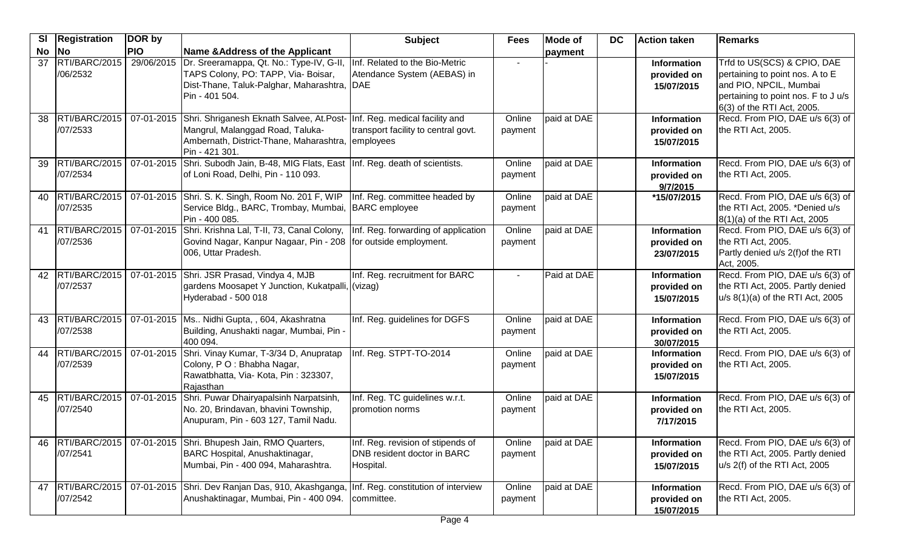| Sl No | Registration No | DOR by PIO | Name &Address of the Applicant | Subject | Fees | Mode of payment | DC | Action taken | Remarks |
|---|---|---|---|---|---|---|---|---|---|
| 37 | RTI/BARC/2015 /06/2532 | 29/06/2015 | Dr. Sreeramappa, Qt. No.: Type-IV, G-II, TAPS Colony, PO: TAPP, Via- Boisar, Dist-Thane, Taluk-Palghar, Maharashtra, Pin - 401 504. | Inf. Related to the Bio-Metric Atendance System (AEBAS) in DAE | - | - | | **Information provided on 15/07/2015** | Trfd to US(SCS) & CPIO, DAE pertaining to point nos. A to E and PIO, NPCIL, Mumbai pertaining to point nos. F to J u/s 6(3) of the RTI Act, 2005. |
| 38 | RTI/BARC/2015 /07/2533 | 07-01-2015 | Shri. Shriganesh Eknath Salvee, At.Post-Mangrul, Malanggad Road, Taluka-Ambernath, District-Thane, Maharashtra, Pin - 421 301. | Inf. Reg. medical facility and transport facility to central govt. employees | Online payment | paid at DAE | | **Information provided on 15/07/2015** | Recd. From PIO, DAE u/s 6(3) of the RTI Act, 2005. |
| 39 | RTI/BARC/2015 /07/2534 | 07-01-2015 | Shri. Subodh Jain, B-48, MIG Flats, East of Loni Road, Delhi, Pin - 110 093. | Inf. Reg. death of scientists. | Online payment | paid at DAE | | **Information provided on 9/7/2015** | Recd. From PIO, DAE u/s 6(3) of the RTI Act, 2005. |
| 40 | RTI/BARC/2015 /07/2535 | 07-01-2015 | Shri. S. K. Singh, Room No. 201 F, WIP Service Bldg., BARC, Trombay, Mumbai, Pin - 400 085. | Inf. Reg. committee headed by BARC employee | Online payment | paid at DAE | | **\*15/07/2015** | Recd. From PIO, DAE u/s 6(3) of the RTI Act, 2005. *Denied u/s 8(1)(a) of the RTI Act, 2005 |
| 41 | RTI/BARC/2015 /07/2536 | 07-01-2015 | Shri. Krishna Lal, T-II, 73, Canal Colony, Govind Nagar, Kanpur Nagaar, Pin - 208 006, Uttar Pradesh. | Inf. Reg. forwarding of application for outside employment. | Online payment | paid at DAE | | **Information provided on 23/07/2015** | Recd. From PIO, DAE u/s 6(3) of the RTI Act, 2005. Partly denied u/s 2(f)of the RTI Act, 2005. |
| 42 | RTI/BARC/2015 /07/2537 | 07-01-2015 | Shri. JSR Prasad, Vindya 4, MJB gardens Moosapet Y Junction, Kukatpalli, Hyderabad - 500 018 | Inf. Reg. recruitment for BARC (vizag) | - | Paid at DAE | | **Information provided on 15/07/2015** | Recd. From PIO, DAE u/s 6(3) of the RTI Act, 2005. Partly denied u/s 8(1)(a) of the RTI Act, 2005 |
| 43 | RTI/BARC/2015 /07/2538 | 07-01-2015 | Ms.. Nidhi Gupta, , 604, Akashratna Building, Anushakti nagar, Mumbai, Pin - 400 094. | Inf. Reg. guidelines for DGFS | Online payment | paid at DAE | | **Information provided on 30/07/2015** | Recd. From PIO, DAE u/s 6(3) of the RTI Act, 2005. |
| 44 | RTI/BARC/2015 /07/2539 | 07-01-2015 | Shri. Vinay Kumar, T-3/34 D, Anupratap Colony, P O : Bhabha Nagar, Rawatbhatta, Via- Kota, Pin : 323307, Rajasthan | Inf. Reg. STPT-TO-2014 | Online payment | paid at DAE | | **Information provided on 15/07/2015** | Recd. From PIO, DAE u/s 6(3) of the RTI Act, 2005. |
| 45 | RTI/BARC/2015 /07/2540 | 07-01-2015 | Shri. Puwar Dhairyapalsinh Narpatsinh, No. 20, Brindavan, bhavini Township, Anupuram, Pin - 603 127, Tamil Nadu. | Inf. Reg. TC guidelines w.r.t. promotion norms | Online payment | paid at DAE | | **Information provided on 7/17/2015** | Recd. From PIO, DAE u/s 6(3) of the RTI Act, 2005. |
| 46 | RTI/BARC/2015 /07/2541 | 07-01-2015 | Shri. Bhupesh Jain, RMO Quarters, BARC Hospital, Anushaktinagar, Mumbai, Pin - 400 094, Maharashtra. | Inf. Reg. revision of stipends of DNB resident doctor in BARC Hospital. | Online payment | paid at DAE | | **Information provided on 15/07/2015** | Recd. From PIO, DAE u/s 6(3) of the RTI Act, 2005. Partly denied u/s 2(f) of the RTI Act, 2005 |
| 47 | RTI/BARC/2015 /07/2542 | 07-01-2015 | Shri. Dev Ranjan Das, 910, Akashganga, Anushaktinagar, Mumbai, Pin - 400 094. | Inf. Reg. constitution of interview committee. | Online payment | paid at DAE | | **Information provided on 15/07/2015** | Recd. From PIO, DAE u/s 6(3) of the RTI Act, 2005. |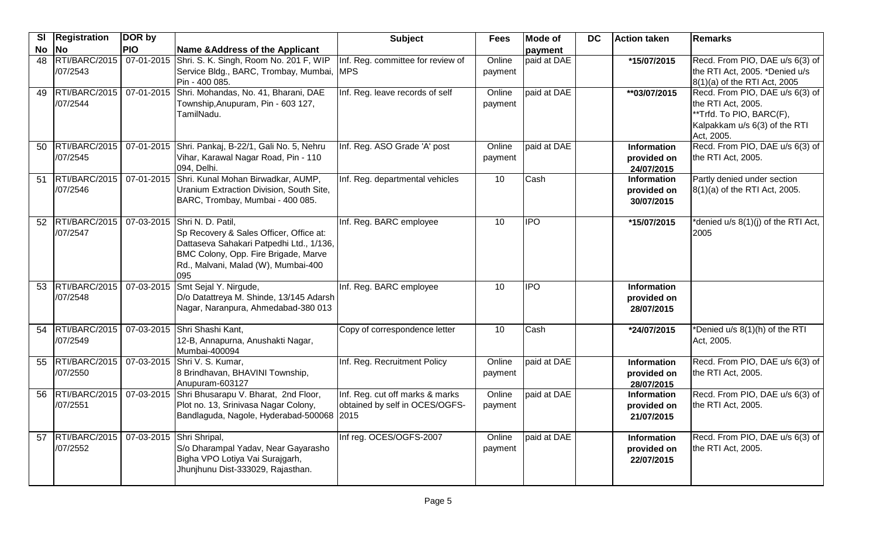| Sl No | Registration No | DOR by PIO | Name &Address of the Applicant | Subject | Fees | Mode of payment | DC | Action taken | Remarks |
|---|---|---|---|---|---|---|---|---|---|
| 48 | RTI/BARC/2015 /07/2543 | 07-01-2015 | Shri. S. K. Singh, Room No. 201 F, WIP Service Bldg., BARC, Trombay, Mumbai, Pin - 400 085. | Inf. Reg. committee for review of MPS | Online payment | paid at DAE | | *15/07/2015 | Recd. From PIO, DAE u/s 6(3) of the RTI Act, 2005. *Denied u/s 8(1)(a) of the RTI Act, 2005 |
| 49 | RTI/BARC/2015 /07/2544 | 07-01-2015 | Shri. Mohandas, No. 41, Bharani, DAE Township,Anupuram, Pin - 603 127, TamilNadu. | Inf. Reg. leave records of self | Online payment | paid at DAE | | **03/07/2015 | Recd. From PIO, DAE u/s 6(3) of the RTI Act, 2005. **Trfd. To PIO, BARC(F), Kalpakkam u/s 6(3) of the RTI Act, 2005. |
| 50 | RTI/BARC/2015 /07/2545 | 07-01-2015 | Shri. Pankaj, B-22/1, Gali No. 5, Nehru Vihar, Karawal Nagar Road, Pin - 110 094, Delhi. | Inf. Reg. ASO Grade 'A' post | Online payment | paid at DAE | | **Information provided on 24/07/2015** | Recd. From PIO, DAE u/s 6(3) of the RTI Act, 2005. |
| 51 | RTI/BARC/2015 /07/2546 | 07-01-2015 | Shri. Kunal Mohan Birwadkar, AUMP, Uranium Extraction Division, South Site, BARC, Trombay, Mumbai - 400 085. | Inf. Reg. departmental vehicles | 10 | Cash | | **Information provided on 30/07/2015** | Partly denied under section 8(1)(a) of the RTI Act, 2005. |
| 52 | RTI/BARC/2015 /07/2547 | 07-03-2015 | Shri N. D. Patil, Sp Recovery & Sales Officer, Office at: Dattaseva Sahakari Patpedhi Ltd., 1/136, BMC Colony, Opp. Fire Brigade, Marve Rd., Malvani, Malad (W), Mumbai-400 095 | Inf. Reg. BARC employee | 10 | IPO | | *15/07/2015 | *denied u/s 8(1)(j) of the RTI Act, 2005 |
| 53 | RTI/BARC/2015 /07/2548 | 07-03-2015 | Smt Sejal Y. Nirgude, D/o Datattreya M. Shinde, 13/145 Adarsh Nagar, Naranpura, Ahmedabad-380 013 | Inf. Reg. BARC employee | 10 | IPO | | **Information provided on 28/07/2015** | |
| 54 | RTI/BARC/2015 /07/2549 | 07-03-2015 | Shri Shashi Kant, 12-B, Annapurna, Anushakti Nagar, Mumbai-400094 | Copy of correspondence letter | 10 | Cash | | *24/07/2015 | *Denied u/s 8(1)(h) of the RTI Act, 2005. |
| 55 | RTI/BARC/2015 /07/2550 | 07-03-2015 | Shri V. S. Kumar, 8 Brindhavan, BHAVINI Township, Anupuram-603127 | Inf. Reg. Recruitment Policy | Online payment | paid at DAE | | **Information provided on 28/07/2015** | Recd. From PIO, DAE u/s 6(3) of the RTI Act, 2005. |
| 56 | RTI/BARC/2015 /07/2551 | 07-03-2015 | Shri Bhusarapu V. Bharat, 2nd Floor, Plot no. 13, Srinivasa Nagar Colony, Bandlaguda, Nagole, Hyderabad-500068 | Inf. Reg. cut off marks & marks obtained by self in OCES/OGFS-2015 | Online payment | paid at DAE | | **Information provided on 21/07/2015** | Recd. From PIO, DAE u/s 6(3) of the RTI Act, 2005. |
| 57 | RTI/BARC/2015 /07/2552 | 07-03-2015 | Shri Shripal, S/o Dharampal Yadav, Near Gayarasho Bigha VPO Lotiya Vai Surajgarh, Jhunjhunu Dist-333029, Rajasthan. | Inf reg. OCES/OGFS-2007 | Online payment | paid at DAE | | **Information provided on 22/07/2015** | Recd. From PIO, DAE u/s 6(3) of the RTI Act, 2005. |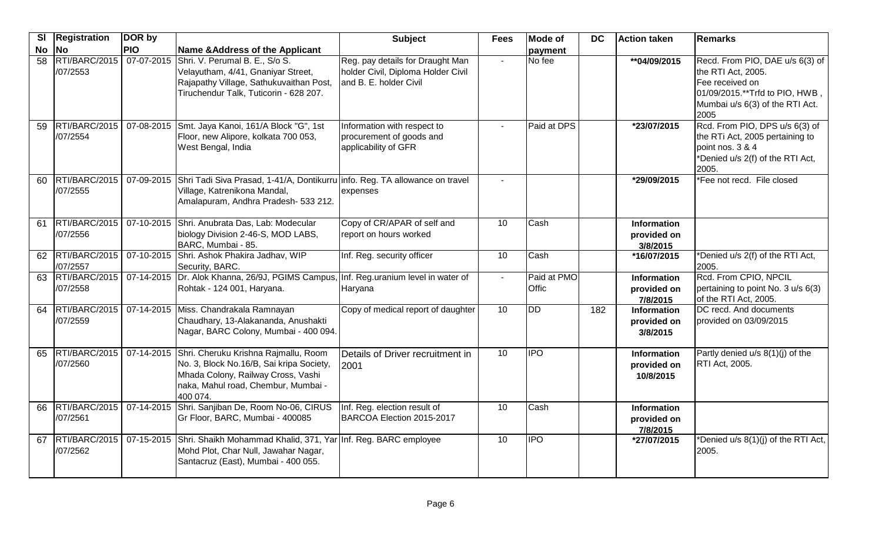| Sl No | Registration No | DOR by PIO | Name &Address of the Applicant | Subject | Fees | Mode of payment | DC | Action taken | Remarks |
|---|---|---|---|---|---|---|---|---|---|
| 58 | RTI/BARC/2015 /07/2553 | 07-07-2015 | Shri. V. Perumal B. E., S/o S. Velayutham, 4/41, Gnaniyar Street, Rajapathy Village, Sathukuvaithan Post, Tiruchendur Talk, Tuticorin - 628 207. | Reg. pay details for Draught Man holder Civil, Diploma Holder Civil and B. E. holder Civil | - | No fee | | **04/09/2015 | Recd. From PIO, DAE u/s 6(3) of the RTI Act, 2005. Fee received on 01/09/2015.**Trfd to PIO, HWB , Mumbai u/s 6(3) of the RTI Act. 2005 |
| 59 | RTI/BARC/2015 /07/2554 | 07-08-2015 | Smt. Jaya Kanoi, 161/A Block "G", 1st Floor, new Alipore, kolkata 700 053, West Bengal, India | Information with respect to procurement of goods and applicability of GFR | - | Paid at DPS | | *23/07/2015 | Rcd. From PIO, DPS u/s 6(3) of the RTi Act, 2005 pertaining to point nos. 3 & 4 *Denied u/s 2(f) of the RTI Act, 2005. |
| 60 | RTI/BARC/2015 /07/2555 | 07-09-2015 | Shri Tadi Siva Prasad, 1-41/A, Dontikurru Village, Katrenikona Mandal, Amalapuram, Andhra Pradesh- 533 212. | info. Reg. TA allowance on travel expenses | - | | | *29/09/2015 | *Fee not recd. File closed |
| 61 | RTI/BARC/2015 /07/2556 | 07-10-2015 | Shri. Anubrata Das, Lab: Modecular biology Division 2-46-S, MOD LABS, BARC, Mumbai - 85. | Copy of CR/APAR of self and report on hours worked | 10 | Cash | | **Information provided on 3/8/2015** | |
| 62 | RTI/BARC/2015 /07/2557 | 07-10-2015 | Shri. Ashok Phakira Jadhav, WIP Security, BARC. | Inf. Reg. security officer | 10 | Cash | | *16/07/2015 | *Denied u/s 2(f) of the RTI Act, 2005. |
| 63 | RTI/BARC/2015 /07/2558 | 07-14-2015 | Dr. Alok Khanna, 26/9J, PGIMS Campus, Rohtak - 124 001, Haryana. | Inf. Reg.uranium level in water of Haryana | - | Paid at PMO Offic | | **Information provided on 7/8/2015** | Rcd. From CPIO, NPCIL pertaining to point No. 3 u/s 6(3) of the RTI Act, 2005. |
| 64 | RTI/BARC/2015 /07/2559 | 07-14-2015 | Miss. Chandrakala Ramnayan Chaudhary, 13-Alakananda, Anushakti Nagar, BARC Colony, Mumbai - 400 094. | Copy of medical report of daughter | 10 | DD | 182 | **Information provided on 3/8/2015** | DC recd. And documents provided on 03/09/2015 |
| 65 | RTI/BARC/2015 /07/2560 | 07-14-2015 | Shri. Cheruku Krishna Rajmallu, Room No. 3, Block No.16/B, Sai kripa Society, Mhada Colony, Railway Cross, Vashi naka, Mahul road, Chembur, Mumbai - 400 074. | Details of Driver recruitment in 2001 | 10 | IPO | | **Information provided on 10/8/2015** | Partly denied u/s 8(1)(j) of the RTI Act, 2005. |
| 66 | RTI/BARC/2015 /07/2561 | 07-14-2015 | Shri. Sanjiban De, Room No-06, CIRUS Gr Floor, BARC, Mumbai - 400085 | Inf. Reg. election result of BARCOA Election 2015-2017 | 10 | Cash | | **Information provided on 7/8/2015** | |
| 67 | RTI/BARC/2015 /07/2562 | 07-15-2015 | Shri. Shaikh Mohammad Khalid, 371, Yar Mohd Plot, Char Null, Jawahar Nagar, Santacruz (East), Mumbai - 400 055. | Inf. Reg. BARC employee | 10 | IPO | | *27/07/2015 | *Denied u/s 8(1)(j) of the RTI Act, 2005. |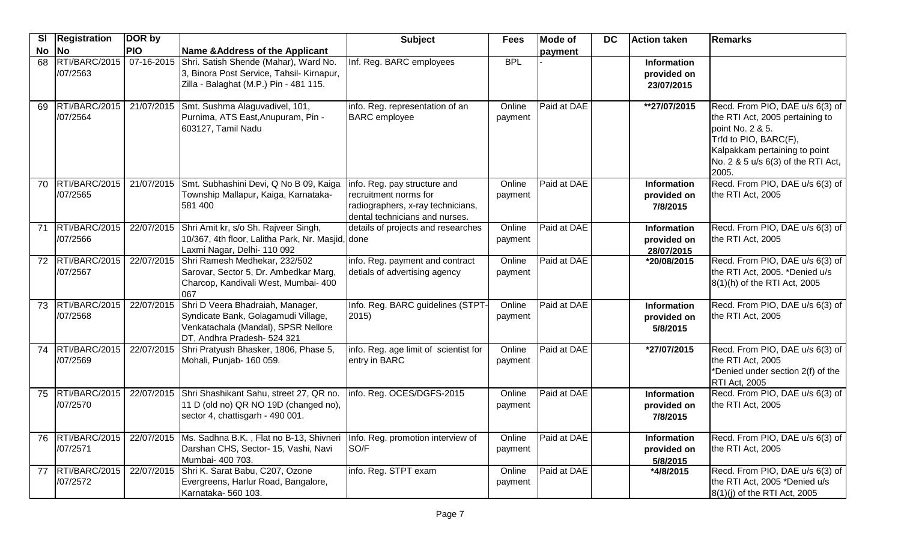| Sl No | Registration No | DOR by PIO | Name &Address of the Applicant | Subject | Fees | Mode of payment | DC | Action taken | Remarks |
|---|---|---|---|---|---|---|---|---|---|
| 68 | RTI/BARC/2015 /07/2563 | 07-16-2015 | Shri. Satish Shende (Mahar), Ward No. 3, Binora Post Service, Tahsil- Kirnapur, Zilla - Balaghat (M.P.) Pin - 481 115. | Inf. Reg. BARC employees | BPL | - | | Information provided on 23/07/2015 | |
| 69 | RTI/BARC/2015 /07/2564 | 21/07/2015 | Smt. Sushma Alaguvadivel, 101, Purnima, ATS East,Anupuram, Pin - 603127, Tamil Nadu | info. Reg. representation of an BARC employee | Online payment | Paid at DAE | | **27/07/2015 | Recd. From PIO, DAE u/s 6(3) of the RTI Act, 2005 pertaining to point No. 2 & 5. Trfd to PIO, BARC(F), Kalpakkam pertaining to point No. 2 & 5 u/s 6(3) of the RTI Act, 2005. |
| 70 | RTI/BARC/2015 /07/2565 | 21/07/2015 | Smt. Subhashini Devi, Q No B 09, Kaiga Township Mallapur, Kaiga, Karnataka- 581 400 | info. Reg. pay structure and recruitment norms for radiographers, x-ray technicians, dental technicians and nurses. | Online payment | Paid at DAE | | Information provided on 7/8/2015 | Recd. From PIO, DAE u/s 6(3) of the RTI Act, 2005 |
| 71 | RTI/BARC/2015 /07/2566 | 22/07/2015 | Shri Amit kr, s/o Sh. Rajveer Singh, 10/367, 4th floor, Lalitha Park, Nr. Masjid, Laxmi Nagar, Delhi- 110 092 | details of projects and researches done | Online payment | Paid at DAE | | Information provided on 28/07/2015 | Recd. From PIO, DAE u/s 6(3) of the RTI Act, 2005 |
| 72 | RTI/BARC/2015 /07/2567 | 22/07/2015 | Shri Ramesh Medhekar, 232/502 Sarovar, Sector 5, Dr. Ambedkar Marg, Charcop, Kandivali West, Mumbai- 400 067 | info. Reg. payment and contract detials of advertising agency | Online payment | Paid at DAE | | *20/08/2015 | Recd. From PIO, DAE u/s 6(3) of the RTI Act, 2005. *Denied u/s 8(1)(h) of the RTI Act, 2005 |
| 73 | RTI/BARC/2015 /07/2568 | 22/07/2015 | Shri D Veera Bhadraiah, Manager, Syndicate Bank, Golagamudi Village, Venkatachala (Mandal), SPSR Nellore DT, Andhra Pradesh- 524 321 | Info. Reg. BARC guidelines (STPT-2015) | Online payment | Paid at DAE | | Information provided on 5/8/2015 | Recd. From PIO, DAE u/s 6(3) of the RTI Act, 2005 |
| 74 | RTI/BARC/2015 /07/2569 | 22/07/2015 | Shri Pratyush Bhasker, 1806, Phase 5, Mohali, Punjab- 160 059. | info. Reg. age limit of scientist for entry in BARC | Online payment | Paid at DAE | | *27/07/2015 | Recd. From PIO, DAE u/s 6(3) of the RTI Act, 2005 *Denied under section 2(f) of the RTI Act, 2005 |
| 75 | RTI/BARC/2015 /07/2570 | 22/07/2015 | Shri Shashikant Sahu, street 27, QR no. 11 D (old no) QR NO 19D (changed no), sector 4, chattisgarh - 490 001. | info. Reg. OCES/DGFS-2015 | Online payment | Paid at DAE | | Information provided on 7/8/2015 | Recd. From PIO, DAE u/s 6(3) of the RTI Act, 2005 |
| 76 | RTI/BARC/2015 /07/2571 | 22/07/2015 | Ms. Sadhna B.K. , Flat no B-13, Shivneri Darshan CHS, Sector- 15, Vashi, Navi Mumbai- 400 703. | Info. Reg. promotion interview of SO/F | Online payment | Paid at DAE | | Information provided on 5/8/2015 | Recd. From PIO, DAE u/s 6(3) of the RTI Act, 2005 |
| 77 | RTI/BARC/2015 /07/2572 | 22/07/2015 | Shri K. Sarat Babu, C207, Ozone Evergreens, Harlur Road, Bangalore, Karnataka- 560 103. | info. Reg. STPT exam | Online payment | Paid at DAE | | *4/8/2015 | Recd. From PIO, DAE u/s 6(3) of the RTI Act, 2005 *Denied u/s 8(1)(j) of the RTI Act, 2005 |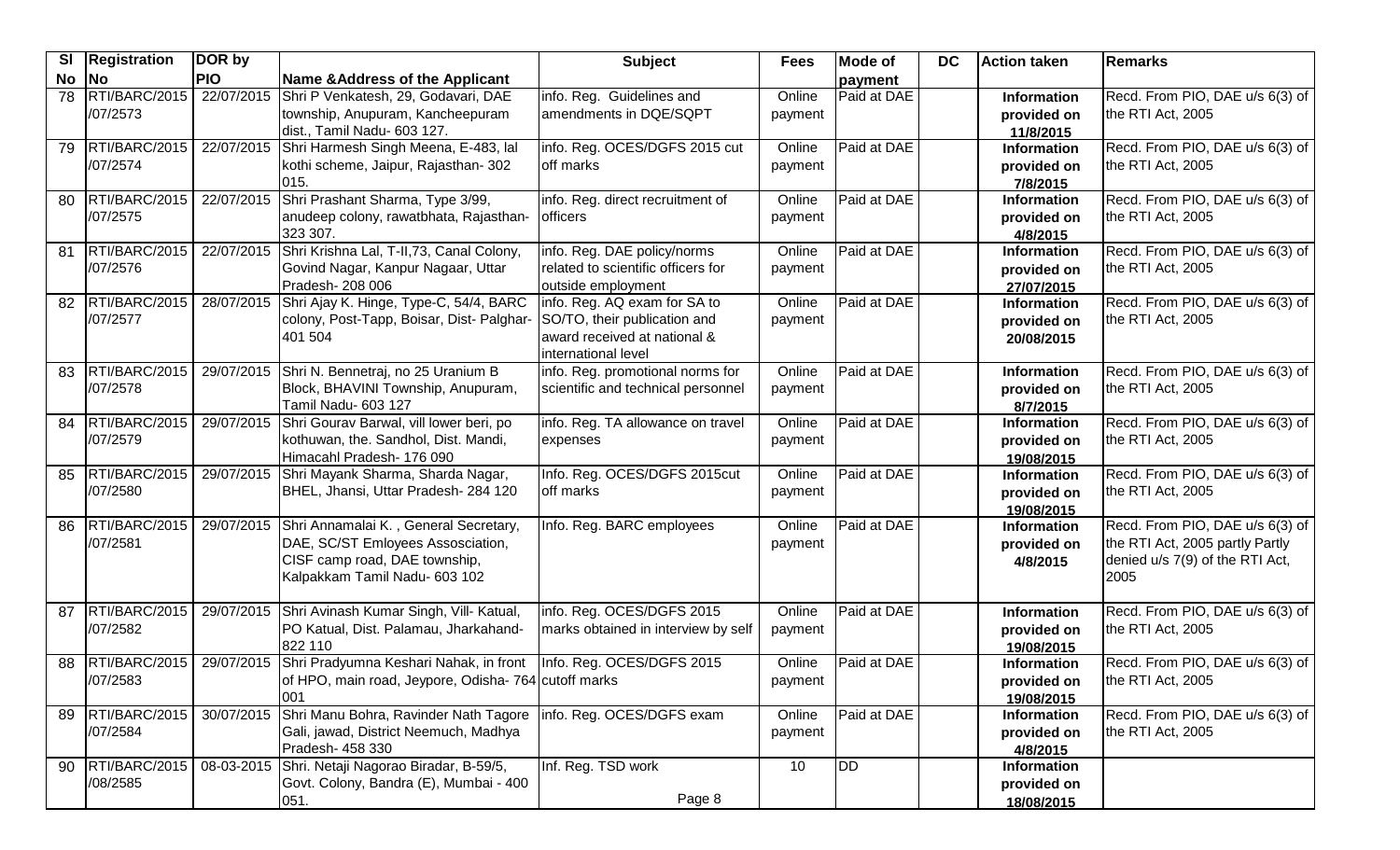| Sl No | Registration No | DOR by PIO | Name &Address of the Applicant | Subject | Fees | Mode of payment | DC | Action taken | Remarks |
|---|---|---|---|---|---|---|---|---|---|
| 78 | RTI/BARC/2015 /07/2573 | 22/07/2015 | Shri P Venkatesh, 29, Godavari, DAE township, Anupuram, Kancheepuram dist., Tamil Nadu- 603 127. | info. Reg. Guidelines and amendments in DQE/SQPT | Online payment | Paid at DAE | | **Information provided on 11/8/2015** | Recd. From PIO, DAE u/s 6(3) of the RTI Act, 2005 |
| 79 | RTI/BARC/2015 /07/2574 | 22/07/2015 | Shri Harmesh Singh Meena, E-483, lal kothi scheme, Jaipur, Rajasthan- 302 015. | info. Reg. OCES/DGFS 2015 cut off marks | Online payment | Paid at DAE | | **Information provided on 7/8/2015** | Recd. From PIO, DAE u/s 6(3) of the RTI Act, 2005 |
| 80 | RTI/BARC/2015 /07/2575 | 22/07/2015 | Shri Prashant Sharma, Type 3/99, anudeep colony, rawatbhata, Rajasthan- 323 307. | info. Reg. direct recruitment of officers | Online payment | Paid at DAE | | **Information provided on 4/8/2015** | Recd. From PIO, DAE u/s 6(3) of the RTI Act, 2005 |
| 81 | RTI/BARC/2015 /07/2576 | 22/07/2015 | Shri Krishna Lal, T-II,73, Canal Colony, Govind Nagar, Kanpur Nagaar, Uttar Pradesh- 208 006 | info. Reg. DAE policy/norms related to scientific officers for outside employment | Online payment | Paid at DAE | | **Information provided on 27/07/2015** | Recd. From PIO, DAE u/s 6(3) of the RTI Act, 2005 |
| 82 | RTI/BARC/2015 /07/2577 | 28/07/2015 | Shri Ajay K. Hinge, Type-C, 54/4, BARC colony, Post-Tapp, Boisar, Dist- Palghar- 401 504 | info. Reg. AQ exam for SA to SO/TO, their publication and award received at national & international level | Online payment | Paid at DAE | | **Information provided on 20/08/2015** | Recd. From PIO, DAE u/s 6(3) of the RTI Act, 2005 |
| 83 | RTI/BARC/2015 /07/2578 | 29/07/2015 | Shri N. Bennetraj, no 25 Uranium B Block, BHAVINI Township, Anupuram, Tamil Nadu- 603 127 | info. Reg. promotional norms for scientific and technical personnel | Online payment | Paid at DAE | | **Information provided on 8/7/2015** | Recd. From PIO, DAE u/s 6(3) of the RTI Act, 2005 |
| 84 | RTI/BARC/2015 /07/2579 | 29/07/2015 | Shri Gourav Barwal, vill lower beri, po kothuwan, the. Sandhol, Dist. Mandi, Himacahl Pradesh- 176 090 | info. Reg. TA allowance on travel expenses | Online payment | Paid at DAE | | **Information provided on 19/08/2015** | Recd. From PIO, DAE u/s 6(3) of the RTI Act, 2005 |
| 85 | RTI/BARC/2015 /07/2580 | 29/07/2015 | Shri Mayank Sharma, Sharda Nagar, BHEL, Jhansi, Uttar Pradesh- 284 120 | Info. Reg. OCES/DGFS 2015cut off marks | Online payment | Paid at DAE | | **Information provided on 19/08/2015** | Recd. From PIO, DAE u/s 6(3) of the RTI Act, 2005 |
| 86 | RTI/BARC/2015 /07/2581 | 29/07/2015 | Shri Annamalai K. , General Secretary, DAE, SC/ST Emloyees Assosciation, CISF camp road, DAE township, Kalpakkam Tamil Nadu- 603 102 | Info. Reg. BARC employees | Online payment | Paid at DAE | | **Information provided on 4/8/2015** | Recd. From PIO, DAE u/s 6(3) of the RTI Act, 2005 partly Partly denied u/s 7(9) of the RTI Act, 2005 |
| 87 | RTI/BARC/2015 /07/2582 | 29/07/2015 | Shri Avinash Kumar Singh, Vill- Katual, PO Katual, Dist. Palamau, Jharkahand- 822 110 | info. Reg. OCES/DGFS 2015 marks obtained in interview by self | Online payment | Paid at DAE | | **Information provided on 19/08/2015** | Recd. From PIO, DAE u/s 6(3) of the RTI Act, 2005 |
| 88 | RTI/BARC/2015 /07/2583 | 29/07/2015 | Shri Pradyumna Keshari Nahak, in front of HPO, main road, Jeypore, Odisha- 764 001 | Info. Reg. OCES/DGFS 2015 cutoff marks | Online payment | Paid at DAE | | **Information provided on 19/08/2015** | Recd. From PIO, DAE u/s 6(3) of the RTI Act, 2005 |
| 89 | RTI/BARC/2015 /07/2584 | 30/07/2015 | Shri Manu Bohra, Ravinder Nath Tagore Gali, jawad, District Neemuch, Madhya Pradesh- 458 330 | info. Reg. OCES/DGFS exam | Online payment | Paid at DAE | | **Information provided on 4/8/2015** | Recd. From PIO, DAE u/s 6(3) of the RTI Act, 2005 |
| 90 | RTI/BARC/2015 /08/2585 | 08-03-2015 | Shri. Netaji Nagorao Biradar, B-59/5, Govt. Colony, Bandra (E), Mumbai - 400 051. | Inf. Reg. TSD work | 10 | DD | | **Information provided on 18/08/2015** | |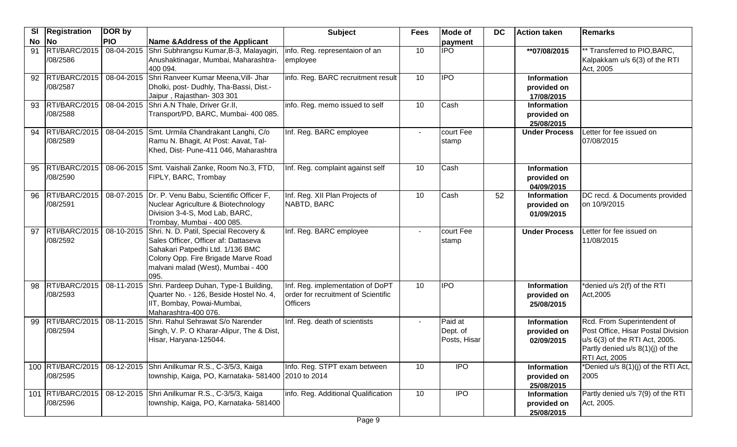| Sl No | Registration No | DOR by PIO | Name &Address of the Applicant | Subject | Fees | Mode of payment | DC | Action taken | Remarks |
|---|---|---|---|---|---|---|---|---|---|
| 91 | RTI/BARC/2015 /08/2586 | 08-04-2015 | Shri Subhrangsu Kumar,B-3, Malayagiri, Anushaktinagar, Mumbai, Maharashtra-400 094. | info. Reg. representaion of an employee | 10 | IPO | | **07/08/2015 | ** Transferred to PIO,BARC, Kalpakkam u/s 6(3) of the RTI Act, 2005 |
| 92 | RTI/BARC/2015 /08/2587 | 08-04-2015 | Shri Ranveer Kumar Meena,Vill- Jhar Dholki, post- Dudhly, Tha-Bassi, Dist.-Jaipur , Rajasthan- 303 301 | info. Reg. BARC recruitment result | 10 | IPO | | **Information provided on 17/08/2015** | |
| 93 | RTI/BARC/2015 /08/2588 | 08-04-2015 | Shri A.N Thale, Driver Gr.II, Transport/PD, BARC, Mumbai- 400 085. | info. Reg. memo issued to self | 10 | Cash | | **Information provided on 25/08/2015** | |
| 94 | RTI/BARC/2015 /08/2589 | 08-04-2015 | Smt. Urmila Chandrakant Langhi, C/o Ramu N. Bhagit, At Post: Aavat, Tal-Khed, Dist- Pune-411 046, Maharashtra | Inf. Reg. BARC employee | - | court Fee stamp | | **Under Process** | Letter for fee issued on 07/08/2015 |
| 95 | RTI/BARC/2015 /08/2590 | 08-06-2015 | Smt. Vaishali Zanke, Room No.3, FTD, FIPLY, BARC, Trombay | Inf. Reg. complaint against self | 10 | Cash | | **Information provided on 04/09/2015** | |
| 96 | RTI/BARC/2015 /08/2591 | 08-07-2015 | Dr. P. Venu Babu, Scientific Officer F, Nuclear Agriculture & Biotechnology Division 3-4-S, Mod Lab, BARC, Trombay, Mumbai - 400 085. | Inf. Reg. XII Plan Projects of NABTD, BARC | 10 | Cash | 52 | **Information provided on 01/09/2015** | DC recd. & Documents provided on 10/9/2015 |
| 97 | RTI/BARC/2015 /08/2592 | 08-10-2015 | Shri. N. D. Patil, Special Recovery & Sales Officer, Officer af: Dattaseva Sahakari Patpedhi Ltd. 1/136 BMC Colony Opp. Fire Brigade Marve Road malvani malad (West), Mumbai - 400 095. | Inf. Reg. BARC employee | - | court Fee stamp | | **Under Process** | Letter for fee issued on 11/08/2015 |
| 98 | RTI/BARC/2015 /08/2593 | 08-11-2015 | Shri. Pardeep Duhan, Type-1 Building, Quarter No. - 126, Beside Hostel No. 4, IIT, Bombay, Powai-Mumbai, Maharashtra-400 076. | Inf. Reg. implementation of DoPT order for recruitment of Scientific Officers | 10 | IPO | | **Information provided on 25/08/2015** | *denied u/s 2(f) of the RTI Act,2005 |
| 99 | RTI/BARC/2015 /08/2594 | 08-11-2015 | Shri. Rahul Sehrawat S/o Narender Singh, V. P. O Kharar-Alipur, The & Dist, Hisar, Haryana-125044. | Inf. Reg. death of scientists | - | Paid at Dept. of Posts, Hisar | | **Information provided on 02/09/2015** | Rcd. From Superintendent of Post Office, Hisar Postal Division u/s 6(3) of the RTI Act, 2005. Partly denied u/s 8(1)(j) of the RTI Act, 2005 |
| 100 | RTI/BARC/2015 /08/2595 | 08-12-2015 | Shri Anilkumar R.S., C-3/5/3, Kaiga township, Kaiga, PO, Karnataka- 581400 | Info. Reg. STPT exam between 2010 to 2014 | 10 | IPO | | **Information provided on 25/08/2015** | *Denied u/s 8(1)(j) of the RTI Act, 2005 |
| 101 | RTI/BARC/2015 /08/2596 | 08-12-2015 | Shri Anilkumar R.S., C-3/5/3, Kaiga township, Kaiga, PO, Karnataka- 581400 | info. Reg. Additional Qualification | 10 | IPO | | **Information provided on 25/08/2015** | Partly denied u/s 7(9) of the RTI Act, 2005. |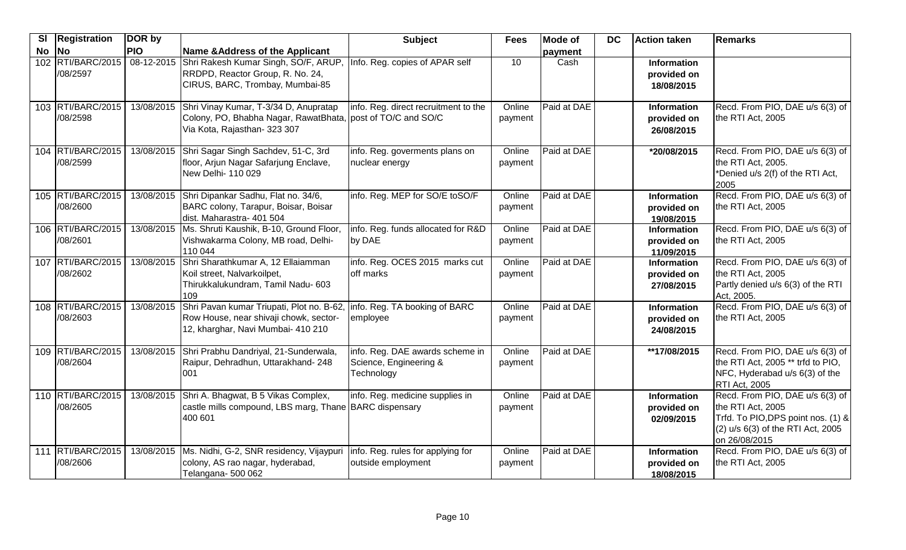| Sl No | Registration No | DOR by PIO | Name &Address of the Applicant | Subject | Fees | Mode of payment | DC | Action taken | Remarks |
|---|---|---|---|---|---|---|---|---|---|
| 102 | RTI/BARC/2015 /08/2597 | 08-12-2015 | Shri Rakesh Kumar Singh, SO/F, ARUP, RRDPD, Reactor Group, R. No. 24, CIRUS, BARC, Trombay, Mumbai-85 | Info. Reg. copies of APAR self | 10 | Cash | | **Information provided on 18/08/2015** | |
| 103 | RTI/BARC/2015 /08/2598 | 13/08/2015 | Shri Vinay Kumar, T-3/34 D, Anupratap Colony, PO, Bhabha Nagar, RawatBhata, Via Kota, Rajasthan- 323 307 | info. Reg. direct recruitment to the post of TO/C and SO/C | Online payment | Paid at DAE | | **Information provided on 26/08/2015** | Recd. From PIO, DAE u/s 6(3) of the RTI Act, 2005 |
| 104 | RTI/BARC/2015 /08/2599 | 13/08/2015 | Shri Sagar Singh Sachdev, 51-C, 3rd floor, Arjun Nagar Safarjung Enclave, New Delhi- 110 029 | info. Reg. goverments plans on nuclear energy | Online payment | Paid at DAE | | ***20/08/2015** | Recd. From PIO, DAE u/s 6(3) of the RTI Act, 2005. *Denied u/s 2(f) of the RTI Act, 2005 |
| 105 | RTI/BARC/2015 /08/2600 | 13/08/2015 | Shri Dipankar Sadhu, Flat no. 34/6, BARC colony, Tarapur, Boisar, Boisar dist. Maharastra- 401 504 | info. Reg. MEP for SO/E toSO/F | Online payment | Paid at DAE | | **Information provided on 19/08/2015** | Recd. From PIO, DAE u/s 6(3) of the RTI Act, 2005 |
| 106 | RTI/BARC/2015 /08/2601 | 13/08/2015 | Ms. Shruti Kaushik, B-10, Ground Floor, Vishwakarma Colony, MB road, Delhi-110 044 | info. Reg. funds allocated for R&D by DAE | Online payment | Paid at DAE | | **Information provided on 11/09/2015** | Recd. From PIO, DAE u/s 6(3) of the RTI Act, 2005 |
| 107 | RTI/BARC/2015 /08/2602 | 13/08/2015 | Shri Sharathkumar A, 12 Ellaiamman Koil street, Nalvarkoilpet, Thirukkalukundram, Tamil Nadu- 603 109 | info. Reg. OCES 2015 marks cut off marks | Online payment | Paid at DAE | | **Information provided on 27/08/2015** | Recd. From PIO, DAE u/s 6(3) of the RTI Act, 2005 Partly denied u/s 6(3) of the RTI Act, 2005. |
| 108 | RTI/BARC/2015 /08/2603 | 13/08/2015 | Shri Pavan kumar Triupati, Plot no. B-62, Row House, near shivaji chowk, sector-12, kharghar, Navi Mumbai- 410 210 | info. Reg. TA booking of BARC employee | Online payment | Paid at DAE | | **Information provided on 24/08/2015** | Recd. From PIO, DAE u/s 6(3) of the RTI Act, 2005 |
| 109 | RTI/BARC/2015 /08/2604 | 13/08/2015 | Shri Prabhu Dandriyal, 21-Sunderwala, Raipur, Dehradhun, Uttarakhand- 248 001 | info. Reg. DAE awards scheme in Science, Engineering & Technology | Online payment | Paid at DAE | | ****17/08/2015** | Recd. From PIO, DAE u/s 6(3) of the RTI Act, 2005 ** trfd to PIO, NFC, Hyderabad u/s 6(3) of the RTI Act, 2005 |
| 110 | RTI/BARC/2015 /08/2605 | 13/08/2015 | Shri A. Bhagwat, B 5 Vikas Complex, castle mills compound, LBS marg, Thane 400 601 | info. Reg. medicine supplies in BARC dispensary | Online payment | Paid at DAE | | **Information provided on 02/09/2015** | Recd. From PIO, DAE u/s 6(3) of the RTI Act, 2005 Trfd. To PIO,DPS point nos. (1) & (2) u/s 6(3) of the RTI Act, 2005 on 26/08/2015 |
| 111 | RTI/BARC/2015 /08/2606 | 13/08/2015 | Ms. Nidhi, G-2, SNR residency, Vijaypuri colony, AS rao nagar, hyderabad, Telangana- 500 062 | info. Reg. rules for applying for outside employment | Online payment | Paid at DAE | | **Information provided on 18/08/2015** | Recd. From PIO, DAE u/s 6(3) of the RTI Act, 2005 |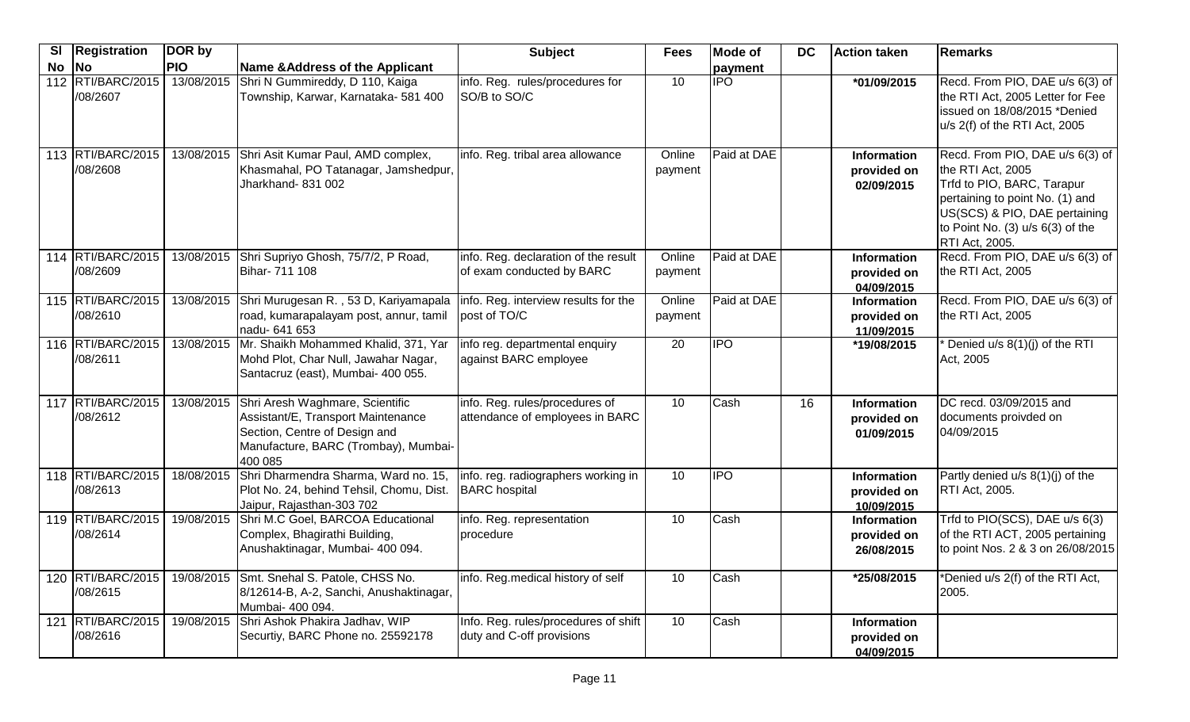| Sl No | Registration No | DOR by PIO | Name &Address of the Applicant | Subject | Fees | Mode of payment | DC | Action taken | Remarks |
|---|---|---|---|---|---|---|---|---|---|
| 112 | RTI/BARC/2015 /08/2607 | 13/08/2015 | Shri N Gummireddy, D 110, Kaiga Township, Karwar, Karnataka- 581 400 | info. Reg. rules/procedures for SO/B to SO/C | 10 | IPO | | *01/09/2015 | Recd. From PIO, DAE u/s 6(3) of the RTI Act, 2005 Letter for Fee issued on 18/08/2015 *Denied u/s 2(f) of the RTI Act, 2005 |
| 113 | RTI/BARC/2015 /08/2608 | 13/08/2015 | Shri Asit Kumar Paul, AMD complex, Khasmahal, PO Tatanagar, Jamshedpur, Jharkhand- 831 002 | info. Reg. tribal area allowance | Online payment | Paid at DAE | | **Information provided on 02/09/2015** | Recd. From PIO, DAE u/s 6(3) of the RTI Act, 2005 Trfd to PIO, BARC, Tarapur pertaining to point No. (1) and US(SCS) & PIO, DAE pertaining to Point No. (3) u/s 6(3) of the RTI Act, 2005. |
| 114 | RTI/BARC/2015 /08/2609 | 13/08/2015 | Shri Supriyo Ghosh, 75/7/2, P Road, Bihar- 711 108 | info. Reg. declaration of the result of exam conducted by BARC | Online payment | Paid at DAE | | **Information provided on 04/09/2015** | Recd. From PIO, DAE u/s 6(3) of the RTI Act, 2005 |
| 115 | RTI/BARC/2015 /08/2610 | 13/08/2015 | Shri Murugesan R. , 53 D, Kariyamapala road, kumarapalayam post, annur, tamil nadu- 641 653 | info. Reg. interview results for the post of TO/C | Online payment | Paid at DAE | | **Information provided on 11/09/2015** | Recd. From PIO, DAE u/s 6(3) of the RTI Act, 2005 |
| 116 | RTI/BARC/2015 /08/2611 | 13/08/2015 | Mr. Shaikh Mohammed Khalid, 371, Yar Mohd Plot, Char Null, Jawahar Nagar, Santacruz (east), Mumbai- 400 055. | info reg. departmental enquiry against BARC employee | 20 | IPO | | *19/08/2015 | * Denied u/s 8(1)(j) of the RTI Act, 2005 |
| 117 | RTI/BARC/2015 /08/2612 | 13/08/2015 | Shri Aresh Waghmare, Scientific Assistant/E, Transport Maintenance Section, Centre of Design and Manufacture, BARC (Trombay), Mumbai- 400 085 | info. Reg. rules/procedures of attendance of employees in BARC | 10 | Cash | 16 | **Information provided on 01/09/2015** | DC recd. 03/09/2015 and documents proivded on 04/09/2015 |
| 118 | RTI/BARC/2015 /08/2613 | 18/08/2015 | Shri Dharmendra Sharma, Ward no. 15, Plot No. 24, behind Tehsil, Chomu, Dist. Jaipur, Rajasthan-303 702 | info. reg. radiographers working in BARC hospital | 10 | IPO | | **Information provided on 10/09/2015** | Partly denied u/s 8(1)(j) of the RTI Act, 2005. |
| 119 | RTI/BARC/2015 /08/2614 | 19/08/2015 | Shri M.C Goel, BARCOA Educational Complex, Bhagirathi Building, Anushaktinagar, Mumbai- 400 094. | info. Reg. representation procedure | 10 | Cash | | **Information provided on 26/08/2015** | Trfd to PIO(SCS), DAE u/s 6(3) of the RTI ACT, 2005 pertaining to point Nos. 2 & 3 on 26/08/2015 |
| 120 | RTI/BARC/2015 /08/2615 | 19/08/2015 | Smt. Snehal S. Patole, CHSS No. 8/12614-B, A-2, Sanchi, Anushaktinagar, Mumbai- 400 094. | info. Reg.medical history of self | 10 | Cash | | *25/08/2015 | *Denied u/s 2(f) of the RTI Act, 2005. |
| 121 | RTI/BARC/2015 /08/2616 | 19/08/2015 | Shri Ashok Phakira Jadhav, WIP Securtiy, BARC Phone no. 25592178 | Info. Reg. rules/procedures of shift duty and C-off provisions | 10 | Cash | | **Information provided on 04/09/2015** | |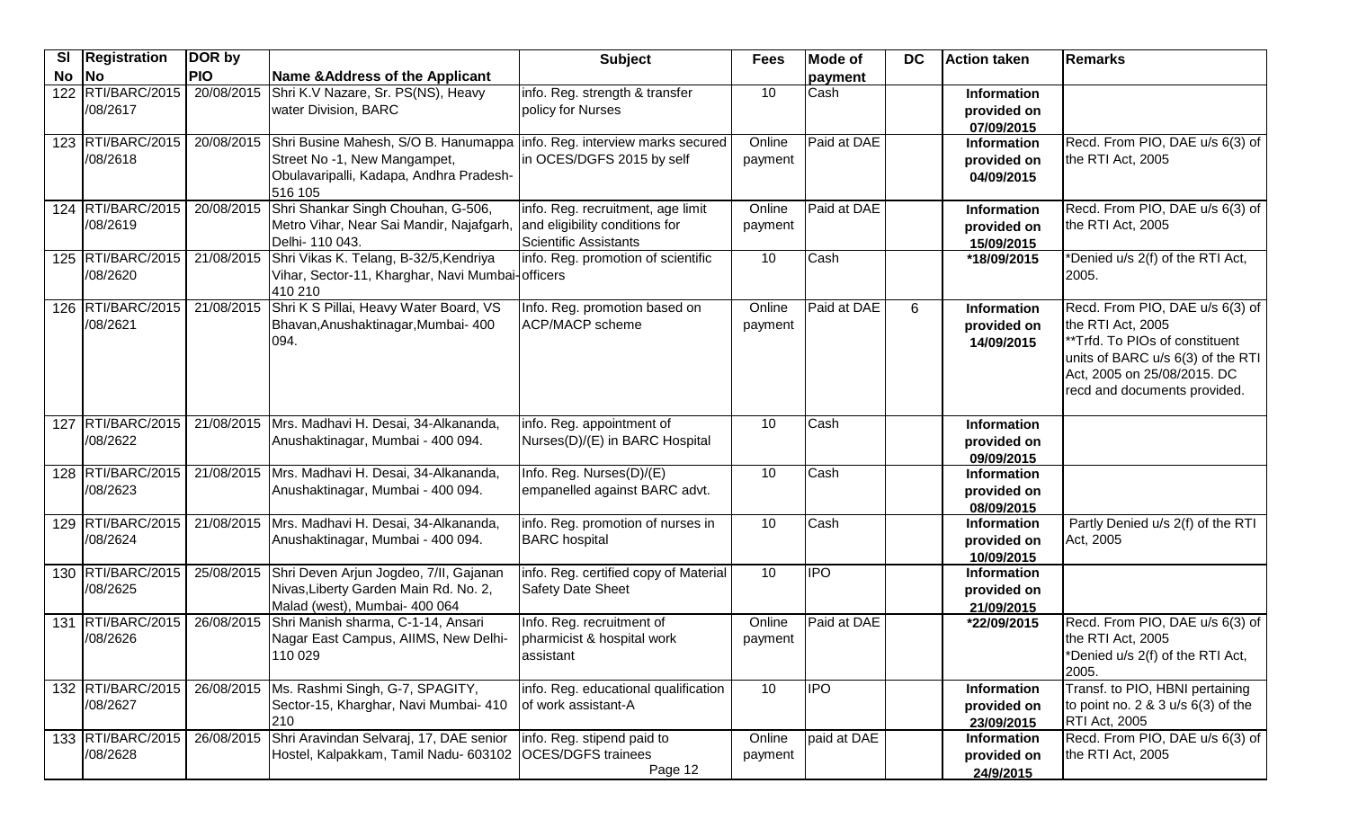| Sl No | Registration No | DOR by PIO | Name &Address of the Applicant | Subject | Fees | Mode of payment | DC | Action taken | Remarks |
|---|---|---|---|---|---|---|---|---|---|
| 122 | RTI/BARC/2015 /08/2617 | 20/08/2015 | Shri K.V Nazare, Sr. PS(NS), Heavy water Division, BARC | info. Reg. strength & transfer policy for Nurses | 10 | Cash | | **Information provided on 07/09/2015** | |
| 123 | RTI/BARC/2015 /08/2618 | 20/08/2015 | Shri Busine Mahesh, S/O B. Hanumappa Street No -1, New Mangampet, Obulavaripalli, Kadapa, Andhra Pradesh- 516 105 | info. Reg. interview marks secured in OCES/DGFS 2015 by self | Online payment | Paid at DAE | | **Information provided on 04/09/2015** | Recd. From PIO, DAE u/s 6(3) of the RTI Act, 2005 |
| 124 | RTI/BARC/2015 /08/2619 | 20/08/2015 | Shri Shankar Singh Chouhan, G-506, Metro Vihar, Near Sai Mandir, Najafgarh, Delhi- 110 043. | info. Reg. recruitment, age limit and eligibility conditions for Scientific Assistants | Online payment | Paid at DAE | | **Information provided on 15/09/2015** | Recd. From PIO, DAE u/s 6(3) of the RTI Act, 2005 |
| 125 | RTI/BARC/2015 /08/2620 | 21/08/2015 | Shri Vikas K. Telang, B-32/5,Kendriya Vihar, Sector-11, Kharghar, Navi Mumbai- 410 210 | info. Reg. promotion of scientific officers | 10 | Cash | | **\*18/09/2015** | *Denied u/s 2(f) of the RTI Act, 2005. |
| 126 | RTI/BARC/2015 /08/2621 | 21/08/2015 | Shri K S Pillai, Heavy Water Board, VS Bhavan,Anushaktinagar,Mumbai- 400 094. | Info. Reg. promotion based on ACP/MACP scheme | Online payment | Paid at DAE | 6 | **Information provided on 14/09/2015** | Recd. From PIO, DAE u/s 6(3) of the RTI Act, 2005 **Trfd. To PIOs of constituent units of BARC u/s 6(3) of the RTI Act, 2005 on 25/08/2015. DC recd and documents provided. |
| 127 | RTI/BARC/2015 /08/2622 | 21/08/2015 | Mrs. Madhavi H. Desai, 34-Alkananda, Anushaktinagar, Mumbai - 400 094. | info. Reg. appointment of Nurses(D)/(E) in BARC Hospital | 10 | Cash | | **Information provided on 09/09/2015** | |
| 128 | RTI/BARC/2015 /08/2623 | 21/08/2015 | Mrs. Madhavi H. Desai, 34-Alkananda, Anushaktinagar, Mumbai - 400 094. | Info. Reg. Nurses(D)/(E) empanelled against BARC advt. | 10 | Cash | | **Information provided on 08/09/2015** | |
| 129 | RTI/BARC/2015 /08/2624 | 21/08/2015 | Mrs. Madhavi H. Desai, 34-Alkananda, Anushaktinagar, Mumbai - 400 094. | info. Reg. promotion of nurses in BARC hospital | 10 | Cash | | **Information provided on 10/09/2015** | Partly Denied u/s 2(f) of the RTI Act, 2005 |
| 130 | RTI/BARC/2015 /08/2625 | 25/08/2015 | Shri Deven Arjun Jogdeo, 7/II, Gajanan Nivas,Liberty Garden Main Rd. No. 2, Malad (west), Mumbai- 400 064 | info. Reg. certified copy of Material Safety Date Sheet | 10 | IPO | | **Information provided on 21/09/2015** | |
| 131 | RTI/BARC/2015 /08/2626 | 26/08/2015 | Shri Manish sharma, C-1-14, Ansari Nagar East Campus, AIIMS, New Delhi- 110 029 | Info. Reg. recruitment of pharmicist & hospital work assistant | Online payment | Paid at DAE | | **\*22/09/2015** | Recd. From PIO, DAE u/s 6(3) of the RTI Act, 2005 *Denied u/s 2(f) of the RTI Act, 2005. |
| 132 | RTI/BARC/2015 /08/2627 | 26/08/2015 | Ms. Rashmi Singh, G-7, SPAGITY, Sector-15, Kharghar, Navi Mumbai- 410 210 | info. Reg. educational qualification of work assistant-A | 10 | IPO | | **Information provided on 23/09/2015** | Transf. to PIO, HBNI pertaining to point no. 2 & 3 u/s 6(3) of the RTI Act, 2005 |
| 133 | RTI/BARC/2015 /08/2628 | 26/08/2015 | Shri Aravindan Selvaraj, 17, DAE senior Hostel, Kalpakkam, Tamil Nadu- 603102 | info. Reg. stipend paid to OCES/DGFS trainees | Online payment | paid at DAE | | **Information provided on 24/9/2015** | Recd. From PIO, DAE u/s 6(3) of the RTI Act, 2005 |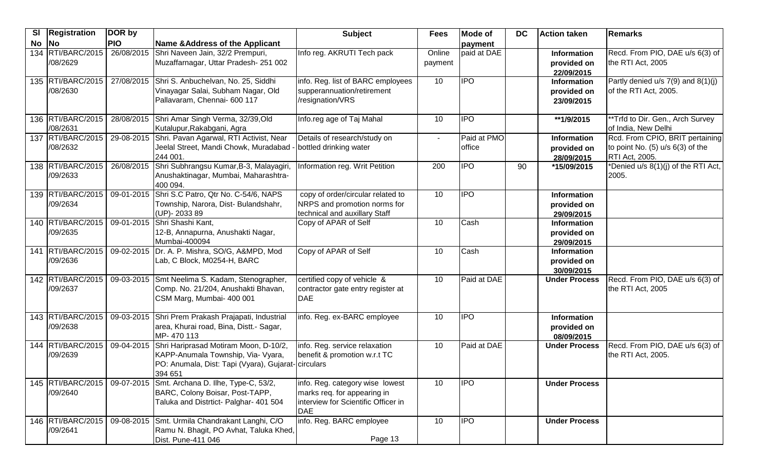| Sl No | Registration No | DOR by PIO | Name &Address of the Applicant | Subject | Fees | Mode of payment | DC | Action taken | Remarks |
|---|---|---|---|---|---|---|---|---|---|
| 134 | RTI/BARC/2015 /08/2629 | 26/08/2015 | Shri Naveen Jain, 32/2 Prempuri, Muzaffarnagar, Uttar Pradesh- 251 002 | Info reg. AKRUTI Tech pack | Online payment | paid at DAE | | **Information provided on 22/09/2015** | Recd. From PIO, DAE u/s 6(3) of the RTI Act, 2005 |
| 135 | RTI/BARC/2015 /08/2630 | 27/08/2015 | Shri S. Anbuchelvan, No. 25, Siddhi Vinayagar Salai, Subham Nagar, Old Pallavaram, Chennai- 600 117 | info. Reg. list of BARC employees supperannuation/retirement /resignation/VRS | 10 | IPO | | **Information provided on 23/09/2015** | Partly denied u/s 7(9) and 8(1)(j) of the RTI Act, 2005. |
| 136 | RTI/BARC/2015 /08/2631 | 28/08/2015 | Shri Amar Singh Verma, 32/39,Old Kutalupur,Rakabgani, Agra | Info.reg age of Taj Mahal | 10 | IPO | | **\*\*1/9/2015** | \*\*Trfd to Dir. Gen., Arch Survey of India, New Delhi |
| 137 | RTI/BARC/2015 /08/2632 | 29-08-2015 | Shri. Pavan Agarwal, RTI Activist, Near Jeelal Street, Mandi Chowk, Muradabad - 244 001. | Details of research/study on bottled drinking water | - | Paid at PMO office | | **Information provided on 28/09/2015** | Rcd. From CPIO, BRIT pertaining to point No. (5) u/s 6(3) of the RTI Act, 2005. |
| 138 | RTI/BARC/2015 /09/2633 | 26/08/2015 | Shri Subhrangsu Kumar,B-3, Malayagiri, Anushaktinagar, Mumbai, Maharashtra- 400 094. | Information reg. Writ Petition | 200 | IPO | 90 | **\*15/09/2015** | \*Denied u/s 8(1)(j) of the RTI Act, 2005. |
| 139 | RTI/BARC/2015 /09/2634 | 09-01-2015 | Shri S.C Patro, Qtr No. C-54/6, NAPS Township, Narora, Dist- Bulandshahr, (UP)- 2033 89 | copy of order/circular related to NRPS and promotion norms for technical and auxillary Staff | 10 | IPO | | **Information provided on 29/09/2015** | |
| 140 | RTI/BARC/2015 /09/2635 | 09-01-2015 | Shri Shashi Kant, 12-B, Annapurna, Anushakti Nagar, Mumbai-400094 | Copy of APAR of Self | 10 | Cash | | **Information provided on 29/09/2015** | |
| 141 | RTI/BARC/2015 /09/2636 | 09-02-2015 | Dr. A. P. Mishra, SO/G, A&MPD, Mod Lab, C Block, M0254-H, BARC | Copy of APAR of Self | 10 | Cash | | **Information provided on 30/09/2015** | |
| 142 | RTI/BARC/2015 /09/2637 | 09-03-2015 | Smt Neelima S. Kadam, Stenographer, Comp. No. 21/204, Anushakti Bhavan, CSM Marg, Mumbai- 400 001 | certified copy of vehicle & contractor gate entry register at DAE | 10 | Paid at DAE | | **Under Process** | Recd. From PIO, DAE u/s 6(3) of the RTI Act, 2005 |
| 143 | RTI/BARC/2015 /09/2638 | 09-03-2015 | Shri Prem Prakash Prajapati, Industrial area, Khurai road, Bina, Distt.- Sagar, MP- 470 113 | info. Reg. ex-BARC employee | 10 | IPO | | **Information provided on 08/09/2015** | |
| 144 | RTI/BARC/2015 /09/2639 | 09-04-2015 | Shri Hariprasad Motiram Moon, D-10/2, KAPP-Anumala Township, Via- Vyara, PO: Anumala, Dist: Tapi (Vyara), Gujarat-394 651 | info. Reg. service relaxation benefit & promotion w.r.t TC circulars | 10 | Paid at DAE | | **Under Process** | Recd. From PIO, DAE u/s 6(3) of the RTI Act, 2005. |
| 145 | RTI/BARC/2015 /09/2640 | 09-07-2015 | Smt. Archana D. Ilhe, Type-C, 53/2, BARC, Colony Boisar, Post-TAPP, Taluka and Distrtict- Palghar- 401 504 | info. Reg. category wise lowest marks req. for appearing in interview for Scientific Officer in DAE | 10 | IPO | | **Under Process** | |
| 146 | RTI/BARC/2015 /09/2641 | 09-08-2015 | Smt. Urmila Chandrakant Langhi, C/O Ramu N. Bhagit, PO Avhat, Taluka Khed, Dist. Pune-411 046 | info. Reg. BARC employee | 10 | IPO | | **Under Process** | |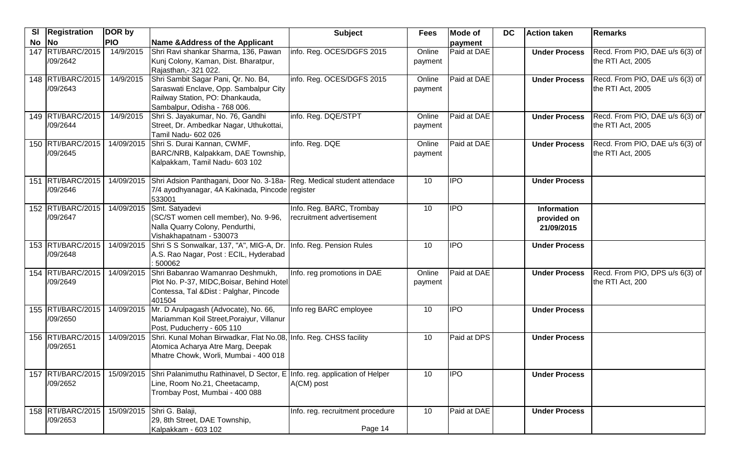| Sl No | Registration No | DOR by PIO | Name &Address of the Applicant | Subject | Fees | Mode of payment | DC | Action taken | Remarks |
| --- | --- | --- | --- | --- | --- | --- | --- | --- | --- |
| 147 | RTI/BARC/2015 /09/2642 | 14/9/2015 | Shri Ravi shankar Sharma, 136, Pawan Kunj Colony, Kaman, Dist. Bharatpur, Rajasthan,- 321 022. | info. Reg. OCES/DGFS 2015 | Online payment | Paid at DAE | | **Under Process** | Recd. From PIO, DAE u/s 6(3) of the RTI Act, 2005 |
| 148 | RTI/BARC/2015 /09/2643 | 14/9/2015 | Shri Sambit Sagar Pani, Qr. No. B4, Saraswati Enclave, Opp. Sambalpur City Railway Station, PO: Dhankauda, Sambalpur, Odisha - 768 006. | info. Reg. OCES/DGFS 2015 | Online payment | Paid at DAE | | **Under Process** | Recd. From PIO, DAE u/s 6(3) of the RTI Act, 2005 |
| 149 | RTI/BARC/2015 /09/2644 | 14/9/2015 | Shri S. Jayakumar, No. 76, Gandhi Street, Dr. Ambedkar Nagar, Uthukottai, Tamil Nadu- 602 026 | info. Reg. DQE/STPT | Online payment | Paid at DAE | | **Under Process** | Recd. From PIO, DAE u/s 6(3) of the RTI Act, 2005 |
| 150 | RTI/BARC/2015 /09/2645 | 14/09/2015 | Shri S. Durai Kannan, CWMF, BARC/NRB, Kalpakkam, DAE Township, Kalpakkam, Tamil Nadu- 603 102 | info. Reg. DQE | Online payment | Paid at DAE | | **Under Process** | Recd. From PIO, DAE u/s 6(3) of the RTI Act, 2005 |
| 151 | RTI/BARC/2015 /09/2646 | 14/09/2015 | Shri Adsion Panthagani, Door No. 3-18a-7/4 ayodhyanagar, 4A Kakinada, Pincode 533001 | Reg. Medical student attendace register | 10 | IPO | | **Under Process** | |
| 152 | RTI/BARC/2015 /09/2647 | 14/09/2015 | Smt. Satyadevi (SC/ST women cell member), No. 9-96, Nalla Quarry Colony, Pendurthi, Vishakhapatnam - 530073 | Info. Reg. BARC, Trombay recruitment advertisement | 10 | IPO | | **Information provided on 21/09/2015** | |
| 153 | RTI/BARC/2015 /09/2648 | 14/09/2015 | Shri S S Sonwalkar, 137, "A", MIG-A, Dr. A.S. Rao Nagar, Post : ECIL, Hyderabad : 500062 | Info. Reg. Pension Rules | 10 | IPO | | **Under Process** | |
| 154 | RTI/BARC/2015 /09/2649 | 14/09/2015 | Shri Babanrao Wamanrao Deshmukh, Plot No. P-37, MIDC,Boisar, Behind Hotel Contessa, Tal &Dist : Palghar, Pincode 401504 | Info. reg promotions in DAE | Online payment | Paid at DAE | | **Under Process** | Recd. From PIO, DPS u/s 6(3) of the RTI Act, 200 |
| 155 | RTI/BARC/2015 /09/2650 | 14/09/2015 | Mr. D Arulpagash (Advocate), No. 66, Mariamman Koil Street,Poraiyur, Villanur Post, Puducherry - 605 110 | Info reg BARC employee | 10 | IPO | | **Under Process** | |
| 156 | RTI/BARC/2015 /09/2651 | 14/09/2015 | Shri. Kunal Mohan Birwadkar, Flat No.08, Atomica Acharya Atre Marg, Deepak Mhatre Chowk, Worli, Mumbai - 400 018 | Info. Reg. CHSS facility | 10 | Paid at DPS | | **Under Process** | |
| 157 | RTI/BARC/2015 /09/2652 | 15/09/2015 | Shri Palanimuthu Rathinavel, D Sector, E Line, Room No.21, Cheetacamp, Trombay Post, Mumbai - 400 088 | Info. reg. application of Helper A(CM) post | 10 | IPO | | **Under Process** | |
| 158 | RTI/BARC/2015 /09/2653 | 15/09/2015 | Shri G. Balaji, 29, 8th Street, DAE Township, Kalpakkam - 603 102 | Info. reg. recruitment procedure | 10 | Paid at DAE | | **Under Process** | |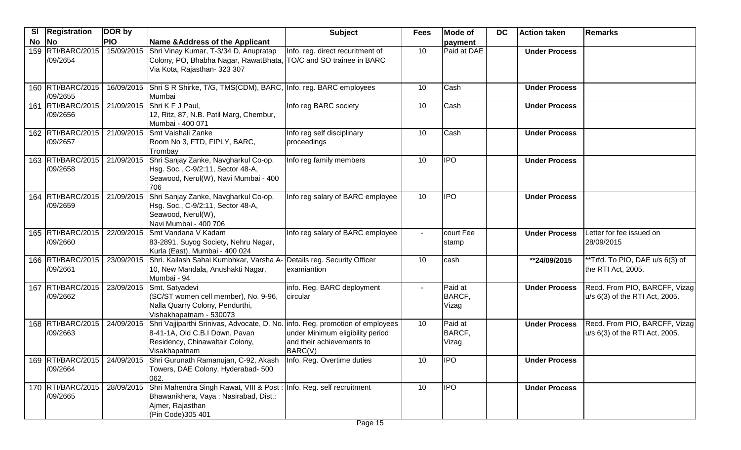| Sl No | Registration No | DOR by PIO | Name &Address of the Applicant | Subject | Fees | Mode of payment | DC | Action taken | Remarks |
|---|---|---|---|---|---|---|---|---|---|
| 159 | RTI/BARC/2015 /09/2654 | 15/09/2015 | Shri Vinay Kumar, T-3/34 D, Anupratap Colony, PO, Bhabha Nagar, RawatBhata, Via Kota, Rajasthan- 323 307 | Info. reg. direct recuritment of TO/C and SO trainee in BARC | 10 | Paid at DAE | | **Under Process** | |
| 160 | RTI/BARC/2015 /09/2655 | 16/09/2015 | Shri S R Shirke, T/G, TMS(CDM), BARC, Mumbai | Info. reg. BARC employees | 10 | Cash | | **Under Process** | |
| 161 | RTI/BARC/2015 /09/2656 | 21/09/2015 | Shri K F J Paul, 12, Ritz, 87, N.B. Patil Marg, Chembur, Mumbai - 400 071 | Info reg BARC society | 10 | Cash | | **Under Process** | |
| 162 | RTI/BARC/2015 /09/2657 | 21/09/2015 | Smt Vaishali Zanke Room No 3, FTD, FIPLY, BARC, Trombay | Info reg self disciplinary proceedings | 10 | Cash | | **Under Process** | |
| 163 | RTI/BARC/2015 /09/2658 | 21/09/2015 | Shri Sanjay Zanke, Navgharkul Co-op. Hsg. Soc., C-9/2:11, Sector 48-A, Seawood, Nerul(W), Navi Mumbai - 400 706 | Info reg family members | 10 | IPO | | **Under Process** | |
| 164 | RTI/BARC/2015 /09/2659 | 21/09/2015 | Shri Sanjay Zanke, Navgharkul Co-op. Hsg. Soc., C-9/2:11, Sector 48-A, Seawood, Nerul(W), Navi Mumbai - 400 706 | Info reg salary of BARC employee | 10 | IPO | | **Under Process** | |
| 165 | RTI/BARC/2015 /09/2660 | 22/09/2015 | Smt Vandana V Kadam 83-2891, Suyog Society, Nehru Nagar, Kurla (East), Mumbai - 400 024 | Info reg salary of BARC employee | - | court Fee stamp | | **Under Process** | Letter for fee issued on 28/09/2015 |
| 166 | RTI/BARC/2015 /09/2661 | 23/09/2015 | Shri. Kailash Sahai Kumbhkar, Varsha A-10, New Mandala, Anushakti Nagar, Mumbai - 94 | Details reg. Security Officer examiantion | 10 | cash | | **\*\*24/09/2015** | \*\*Trfd. To PIO, DAE u/s 6(3) of the RTI Act, 2005. |
| 167 | RTI/BARC/2015 /09/2662 | 23/09/2015 | Smt. Satyadevi (SC/ST women cell member), No. 9-96, Nalla Quarry Colony, Pendurthi, Vishakhapatnam - 530073 | info. Reg. BARC deployment circular | - | Paid at BARCF, Vizag | | **Under Process** | Recd. From PIO, BARCFF, Vizag u/s 6(3) of the RTI Act, 2005. |
| 168 | RTI/BARC/2015 /09/2663 | 24/09/2015 | Shri Vajjiparthi Srinivas, Advocate, D. No. 8-41-1A, Old C.B.I Down, Pavan Residency, Chinawaltair Colony, Visakhapatnam | info. Reg. promotion of employees under Minimum eligibility period and their achievements to BARC(V) | 10 | Paid at BARCF, Vizag | | **Under Process** | Recd. From PIO, BARCFF, Vizag u/s 6(3) of the RTI Act, 2005. |
| 169 | RTI/BARC/2015 /09/2664 | 24/09/2015 | Shri Gurunath Ramanujan, C-92, Akash Towers, DAE Colony, Hyderabad- 500 062. | Info. Reg. Overtime duties | 10 | IPO | | **Under Process** | |
| 170 | RTI/BARC/2015 /09/2665 | 28/09/2015 | Shri Mahendra Singh Rawat, VIII & Post : Bhawanikhera, Vaya : Nasirabad, Dist.: Ajmer, Rajasthan (Pin Code)305 401 | Info. Reg. self recruitment | 10 | IPO | | **Under Process** | |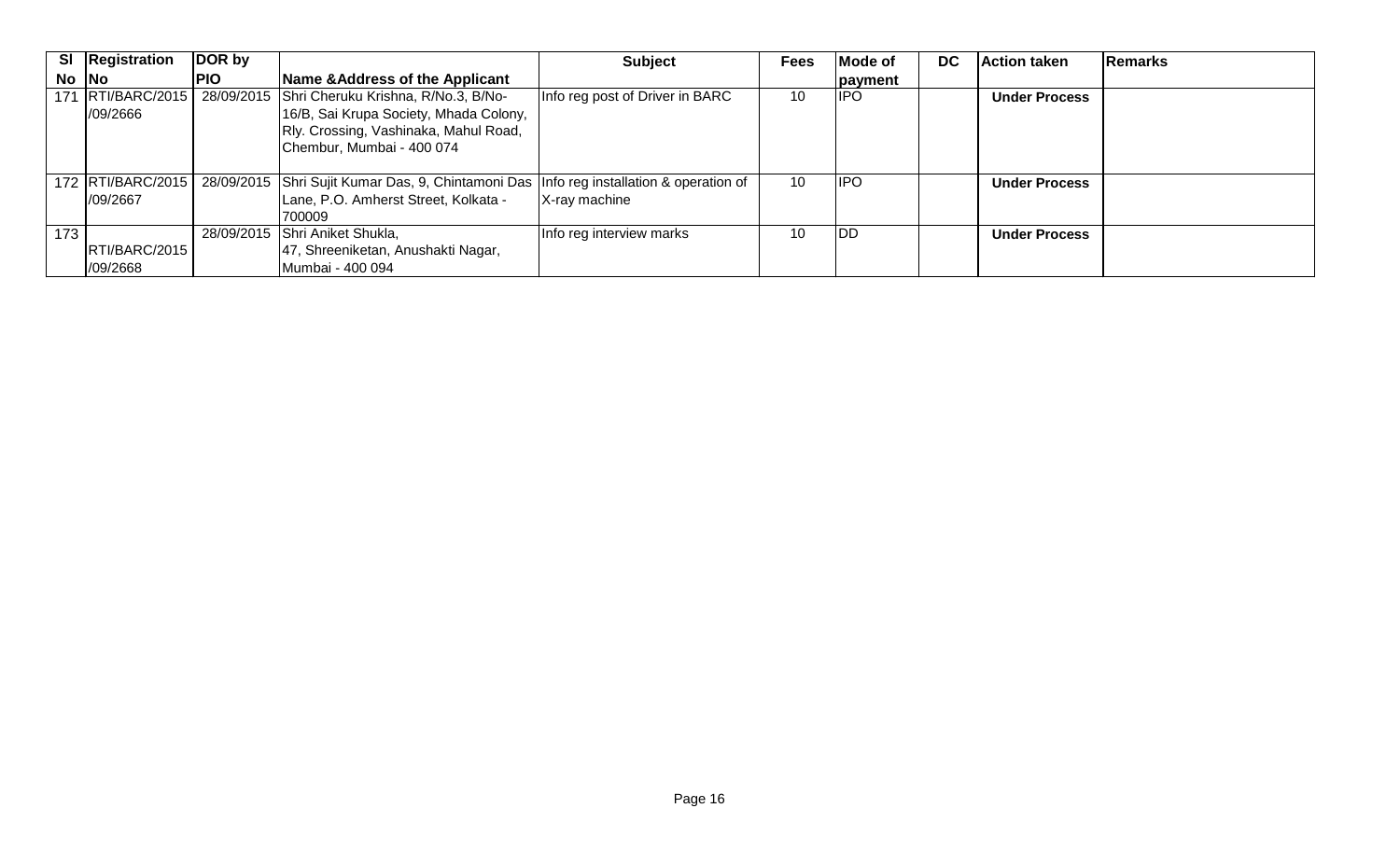| Sl No | Registration No | DOR by PIO | Name &Address of the Applicant | Subject | Fees | Mode of payment | DC | Action taken | Remarks |
|---|---|---|---|---|---|---|---|---|---|
| 171 | RTI/BARC/2015 /09/2666 | 28/09/2015 | Shri Cheruku Krishna, R/No.3, B/No-16/B, Sai Krupa Society, Mhada Colony, Rly. Crossing, Vashinaka, Mahul Road, Chembur, Mumbai - 400 074 | Info reg post of Driver in BARC | 10 | IPO | | **Under Process** | |
| 172 | RTI/BARC/2015 /09/2667 | 28/09/2015 | Shri Sujit Kumar Das, 9, Chintamoni Das Lane, P.O. Amherst Street, Kolkata - 700009 | Info reg installation & operation of X-ray machine | 10 | IPO | | **Under Process** | |
| 173 | RTI/BARC/2015 /09/2668 | 28/09/2015 | Shri Aniket Shukla, 47, Shreeniketan, Anushakti Nagar, Mumbai - 400 094 | Info reg interview marks | 10 | DD | | **Under Process** | |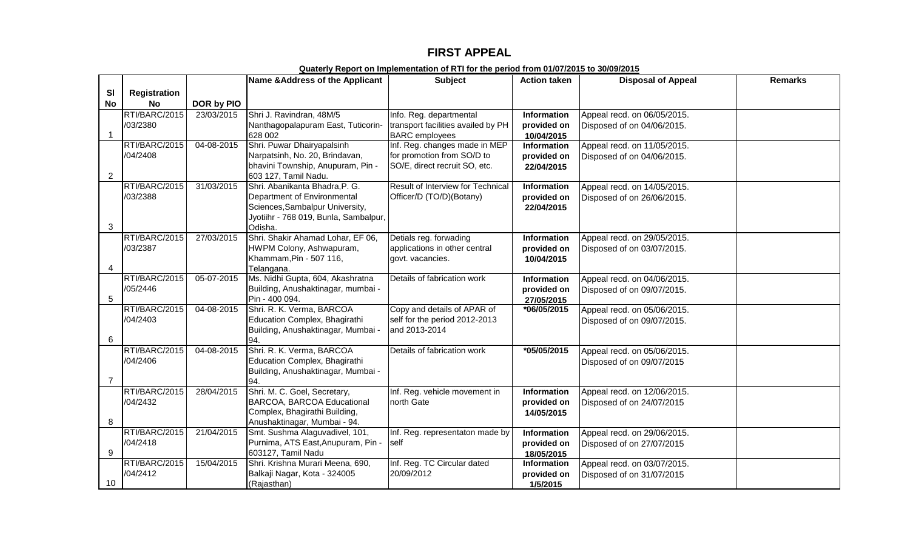# FIRST APPEAL

**Quaterly Report on Implementation of RTI for the period from 01/07/2015 to 30/09/2015**

| Sl No | Registration No | DOR by PIO | Name &Address of the Applicant | Subject | Action taken | Disposal of Appeal | Remarks |
|---|---|---|---|---|---|---|---|
| 1 | RTI/BARC/2015 /03/2380 | 23/03/2015 | Shri J. Ravindran, 48M/5 Nanthagopalapuram East, Tuticorin-628 002 | Info. Reg. departmental transport facilities availed by PH BARC employees | **Information provided on 10/04/2015** | Appeal recd. on 06/05/2015. Disposed of on 04/06/2015. | |
| 2 | RTI/BARC/2015 /04/2408 | 04-08-2015 | Shri. Puwar Dhairyapalsinh Narpatsinh, No. 20, Brindavan, bhavini Township, Anupuram, Pin - 603 127, Tamil Nadu. | Inf. Reg. changes made in MEP for promotion from SO/D to SO/E, direct recruit SO, etc. | **Information provided on 22/04/2015** | Appeal recd. on 11/05/2015. Disposed of on 04/06/2015. | |
| 3 | RTI/BARC/2015 /03/2388 | 31/03/2015 | Shri. Abanikanta Bhadra,P. G. Department of Environmental Sciences,Sambalpur University, Jyotiihr - 768 019, Bunla, Sambalpur, Odisha. | Result of Interview for Technical Officer/D (TO/D)(Botany) | **Information provided on 22/04/2015** | Appeal recd. on 14/05/2015. Disposed of on 26/06/2015. | |
| 4 | RTI/BARC/2015 /03/2387 | 27/03/2015 | Shri. Shakir Ahamad Lohar, EF 06, HWPM Colony, Ashwapuram, Khammam,Pin - 507 116, Telangana. | Detials reg. forwading applications in other central govt. vacancies. | **Information provided on 10/04/2015** | Appeal recd. on 29/05/2015. Disposed of on 03/07/2015. | |
| 5 | RTI/BARC/2015 /05/2446 | 05-07-2015 | Ms. Nidhi Gupta, 604, Akashratna Building, Anushaktinagar, mumbai - Pin - 400 094. | Details of fabrication work | **Information provided on 27/05/2015** | Appeal recd. on 04/06/2015. Disposed of on 09/07/2015. | |
| 6 | RTI/BARC/2015 /04/2403 | 04-08-2015 | Shri. R. K. Verma, BARCOA Education Complex, Bhagirathi Building, Anushaktinagar, Mumbai - 94. | Copy and details of APAR of self for the period 2012-2013 and 2013-2014 | ***06/05/2015** | Appeal recd. on 05/06/2015. Disposed of on 09/07/2015. | |
| 7 | RTI/BARC/2015 /04/2406 | 04-08-2015 | Shri. R. K. Verma, BARCOA Education Complex, Bhagirathi Building, Anushaktinagar, Mumbai - 94. | Details of fabrication work | ***05/05/2015** | Appeal recd. on 05/06/2015. Disposed of on 09/07/2015 | |
| 8 | RTI/BARC/2015 /04/2432 | 28/04/2015 | Shri. M. C. Goel, Secretary, BARCOA, BARCOA Educational Complex, Bhagirathi Building, Anushaktinagar, Mumbai - 94. | Inf. Reg. vehicle movement in north Gate | **Information provided on 14/05/2015** | Appeal recd. on 12/06/2015. Disposed of on 24/07/2015 | |
| 9 | RTI/BARC/2015 /04/2418 | 21/04/2015 | Smt. Sushma Alaguvadivel, 101, Purnima, ATS East,Anupuram, Pin - 603127, Tamil Nadu | Inf. Reg. representaton made by self | **Information provided on 18/05/2015** | Appeal recd. on 29/06/2015. Disposed of on 27/07/2015 | |
| 10 | RTI/BARC/2015 /04/2412 | 15/04/2015 | Shri. Krishna Murari Meena, 690, Balkaji Nagar, Kota - 324005 (Rajasthan) | Inf. Reg. TC Circular dated 20/09/2012 | **Information provided on 1/5/2015** | Appeal recd. on 03/07/2015. Disposed of on 31/07/2015 | |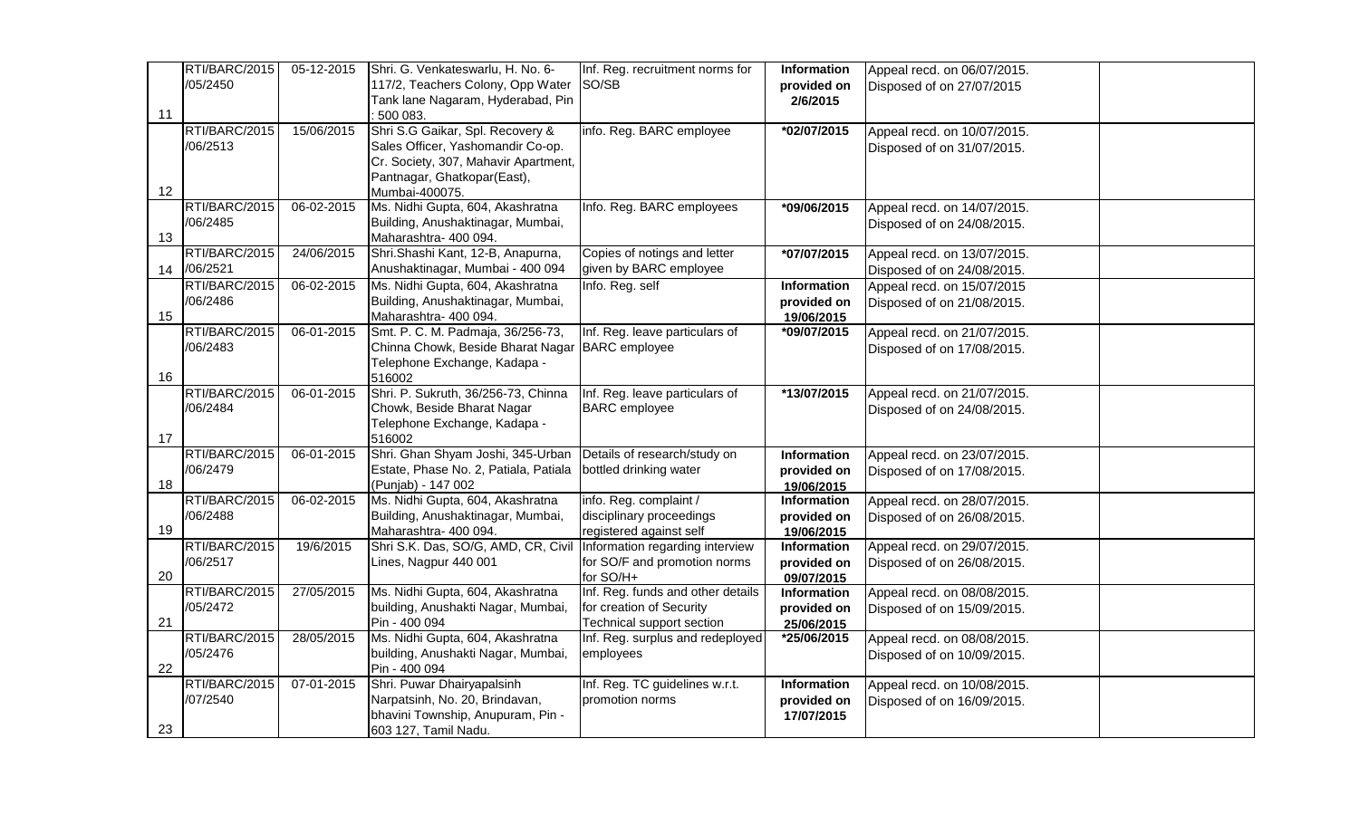| | | | | | | | |
|---|---|---|---|---|---|---|---|
| 11 | RTI/BARC/2015 /05/2450 | 05-12-2015 | Shri. G. Venkateswarlu, H. No. 6-117/2, Teachers Colony, Opp Water Tank lane Nagaram, Hyderabad, Pin : 500 083. | Inf. Reg. recruitment norms for SO/SB | **Information provided on 2/6/2015** | Appeal recd. on 06/07/2015. Disposed of on 27/07/2015 | |
| 12 | RTI/BARC/2015 /06/2513 | 15/06/2015 | Shri S.G Gaikar, Spl. Recovery & Sales Officer, Yashomandir Co-op. Cr. Society, 307, Mahavir Apartment, Pantnagar, Ghatkopar(East), Mumbai-400075. | info. Reg. BARC employee | ***02/07/2015** | Appeal recd. on 10/07/2015. Disposed of on 31/07/2015. | |
| 13 | RTI/BARC/2015 /06/2485 | 06-02-2015 | Ms. Nidhi Gupta, 604, Akashratna Building, Anushaktinagar, Mumbai, Maharashtra- 400 094. | Info. Reg. BARC employees | ***09/06/2015** | Appeal recd. on 14/07/2015. Disposed of on 24/08/2015. | |
| 14 | RTI/BARC/2015 /06/2521 | 24/06/2015 | Shri.Shashi Kant, 12-B, Anapurna, Anushaktinagar, Mumbai - 400 094 | Copies of notings and letter given by BARC employee | ***07/07/2015** | Appeal recd. on 13/07/2015. Disposed of on 24/08/2015. | |
| 15 | RTI/BARC/2015 /06/2486 | 06-02-2015 | Ms. Nidhi Gupta, 604, Akashratna Building, Anushaktinagar, Mumbai, Maharashtra- 400 094. | Info. Reg. self | **Information provided on 19/06/2015** | Appeal recd. on 15/07/2015 Disposed of on 21/08/2015. | |
| 16 | RTI/BARC/2015 /06/2483 | 06-01-2015 | Smt. P. C. M. Padmaja, 36/256-73, Chinna Chowk, Beside Bharat Nagar Telephone Exchange, Kadapa - 516002 | Inf. Reg. leave particulars of BARC employee | ***09/07/2015** | Appeal recd. on 21/07/2015. Disposed of on 17/08/2015. | |
| 17 | RTI/BARC/2015 /06/2484 | 06-01-2015 | Shri. P. Sukruth, 36/256-73, Chinna Chowk, Beside Bharat Nagar Telephone Exchange, Kadapa - 516002 | Inf. Reg. leave particulars of BARC employee | ***13/07/2015** | Appeal recd. on 21/07/2015. Disposed of on 24/08/2015. | |
| 18 | RTI/BARC/2015 /06/2479 | 06-01-2015 | Shri. Ghan Shyam Joshi, 345-Urban Estate, Phase No. 2, Patiala, Patiala (Punjab) - 147 002 | Details of research/study on bottled drinking water | **Information provided on 19/06/2015** | Appeal recd. on 23/07/2015. Disposed of on 17/08/2015. | |
| 19 | RTI/BARC/2015 /06/2488 | 06-02-2015 | Ms. Nidhi Gupta, 604, Akashratna Building, Anushaktinagar, Mumbai, Maharashtra- 400 094. | info. Reg. complaint / disciplinary proceedings registered against self | **Information provided on 19/06/2015** | Appeal recd. on 28/07/2015. Disposed of on 26/08/2015. | |
| 20 | RTI/BARC/2015 /06/2517 | 19/6/2015 | Shri S.K. Das, SO/G, AMD, CR, Civil Lines, Nagpur 440 001 | Information regarding interview for SO/F and promotion norms for SO/H+ | **Information provided on 09/07/2015** | Appeal recd. on 29/07/2015. Disposed of on 26/08/2015. | |
| 21 | RTI/BARC/2015 /05/2472 | 27/05/2015 | Ms. Nidhi Gupta, 604, Akashratna building, Anushakti Nagar, Mumbai, Pin - 400 094 | Inf. Reg. funds and other details for creation of Security Technical support section | **Information provided on 25/06/2015** | Appeal recd. on 08/08/2015. Disposed of on 15/09/2015. | |
| 22 | RTI/BARC/2015 /05/2476 | 28/05/2015 | Ms. Nidhi Gupta, 604, Akashratna building, Anushakti Nagar, Mumbai, Pin - 400 094 | Inf. Reg. surplus and redeployed employees | ***25/06/2015** | Appeal recd. on 08/08/2015. Disposed of on 10/09/2015. | |
| 23 | RTI/BARC/2015 /07/2540 | 07-01-2015 | Shri. Puwar Dhairyapalsinh Narpatsinh, No. 20, Brindavan, bhavini Township, Anupuram, Pin - 603 127, Tamil Nadu. | Inf. Reg. TC guidelines w.r.t. promotion norms | **Information provided on 17/07/2015** | Appeal recd. on 10/08/2015. Disposed of on 16/09/2015. | |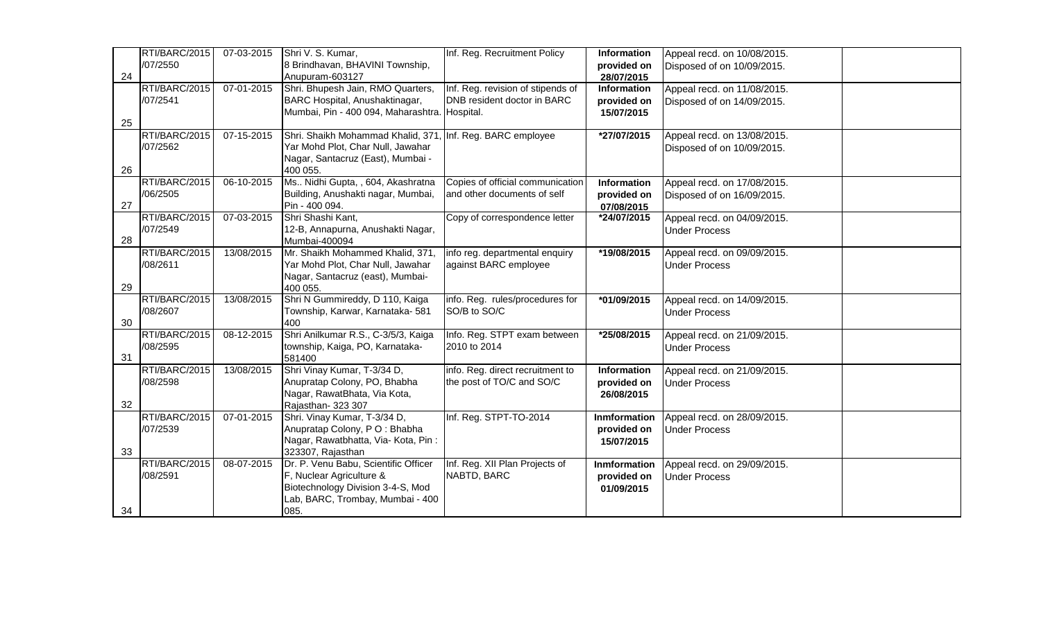| 24 | RTI/BARC/2015 /07/2550 | 07-03-2015 | Shri V. S. Kumar, 8 Brindhavan, BHAVINI Township, Anupuram-603127 | Inf. Reg. Recruitment Policy | **Information provided on 28/07/2015** | Appeal recd. on 10/08/2015. Disposed of on 10/09/2015. | |
|---|---|---|---|---|---|---|---|
| 25 | RTI/BARC/2015 /07/2541 | 07-01-2015 | Shri. Bhupesh Jain, RMO Quarters, BARC Hospital, Anushaktinagar, Mumbai, Pin - 400 094, Maharashtra. | Inf. Reg. revision of stipends of DNB resident doctor in BARC Hospital. | **Information provided on 15/07/2015** | Appeal recd. on 11/08/2015. Disposed of on 14/09/2015. | |
| 26 | RTI/BARC/2015 /07/2562 | 07-15-2015 | Shri. Shaikh Mohammad Khalid, 371, Yar Mohd Plot, Char Null, Jawahar Nagar, Santacruz (East), Mumbai - 400 055. | Inf. Reg. BARC employee | **\*27/07/2015** | Appeal recd. on 13/08/2015. Disposed of on 10/09/2015. | |
| 27 | RTI/BARC/2015 /06/2505 | 06-10-2015 | Ms.. Nidhi Gupta, , 604, Akashratna Building, Anushakti nagar, Mumbai, Pin - 400 094. | Copies of official communication and other documents of self | **Information provided on 07/08/2015** | Appeal recd. on 17/08/2015. Disposed of on 16/09/2015. | |
| 28 | RTI/BARC/2015 /07/2549 | 07-03-2015 | Shri Shashi Kant, 12-B, Annapurna, Anushakti Nagar, Mumbai-400094 | Copy of correspondence letter | **\*24/07/2015** | Appeal recd. on 04/09/2015. Under Process | |
| 29 | RTI/BARC/2015 /08/2611 | 13/08/2015 | Mr. Shaikh Mohammed Khalid, 371, Yar Mohd Plot, Char Null, Jawahar Nagar, Santacruz (east), Mumbai- 400 055. | info reg. departmental enquiry against BARC employee | **\*19/08/2015** | Appeal recd. on 09/09/2015. Under Process | |
| 30 | RTI/BARC/2015 /08/2607 | 13/08/2015 | Shri N Gummireddy, D 110, Kaiga Township, Karwar, Karnataka- 581 400 | info. Reg. rules/procedures for SO/B to SO/C | **\*01/09/2015** | Appeal recd. on 14/09/2015. Under Process | |
| 31 | RTI/BARC/2015 /08/2595 | 08-12-2015 | Shri Anilkumar R.S., C-3/5/3, Kaiga township, Kaiga, PO, Karnataka- 581400 | Info. Reg. STPT exam between 2010 to 2014 | **\*25/08/2015** | Appeal recd. on 21/09/2015. Under Process | |
| 32 | RTI/BARC/2015 /08/2598 | 13/08/2015 | Shri Vinay Kumar, T-3/34 D, Anupratap Colony, PO, Bhabha Nagar, RawatBhata, Via Kota, Rajasthan- 323 307 | info. Reg. direct recruitment to the post of TO/C and SO/C | **Information provided on 26/08/2015** | Appeal recd. on 21/09/2015. Under Process | |
| 33 | RTI/BARC/2015 /07/2539 | 07-01-2015 | Shri. Vinay Kumar, T-3/34 D, Anupratap Colony, P O : Bhabha Nagar, Rawatbhatta, Via- Kota, Pin : 323307, Rajasthan | Inf. Reg. STPT-TO-2014 | **Inmformation provided on 15/07/2015** | Appeal recd. on 28/09/2015. Under Process | |
| 34 | RTI/BARC/2015 /08/2591 | 08-07-2015 | Dr. P. Venu Babu, Scientific Officer F, Nuclear Agriculture & Biotechnology Division 3-4-S, Mod Lab, BARC, Trombay, Mumbai - 400 085. | Inf. Reg. XII Plan Projects of NABTD, BARC | **Inmformation provided on 01/09/2015** | Appeal recd. on 29/09/2015. Under Process | |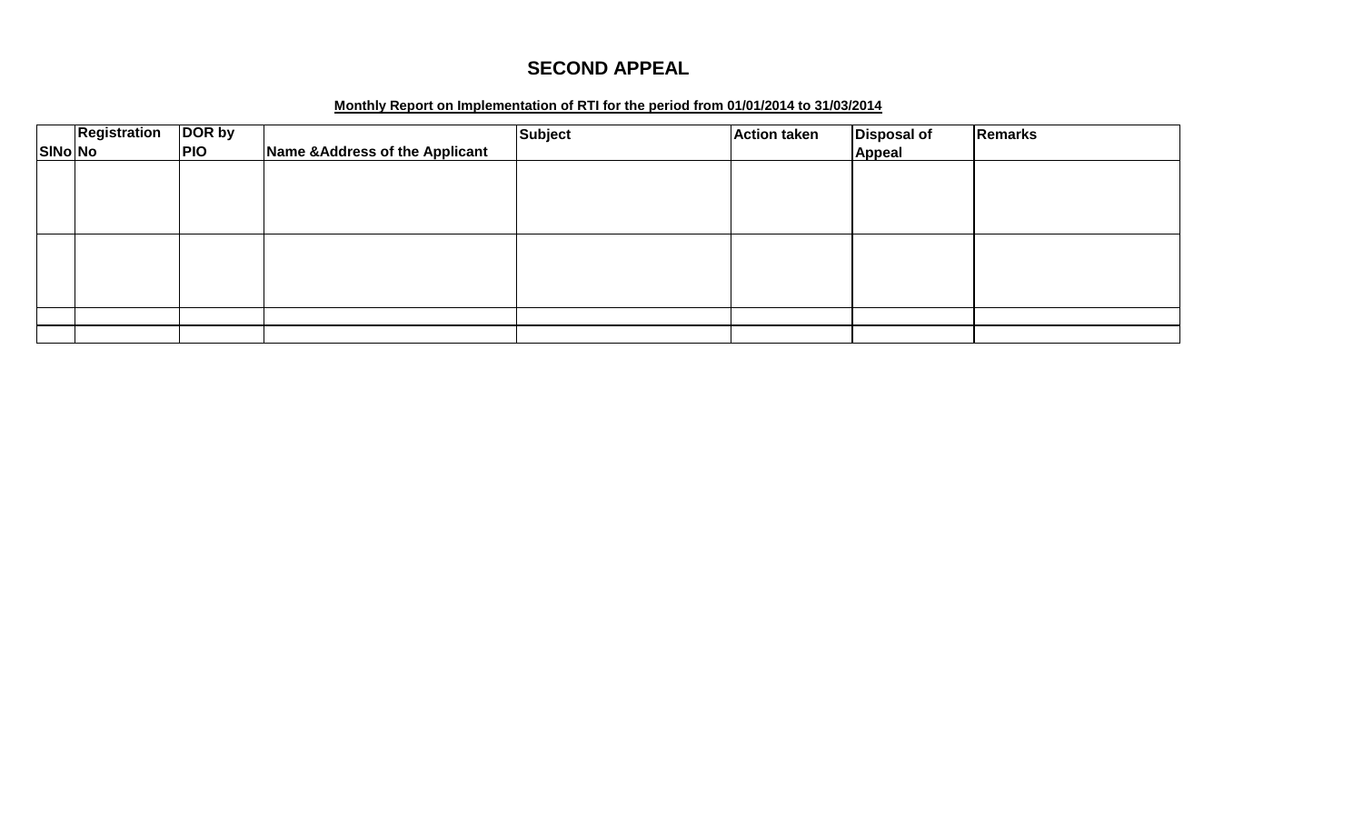# SECOND APPEAL

**Monthly Report on Implementation of RTI for the period from 01/01/2014 to 31/03/2014**

| SlNo | Registration No | DOR by PIO | Name &Address of the Applicant | Subject | Action taken | Disposal of Appeal | Remarks |
|---|---|---|---|---|---|---|---|
| | | | | | | | |
| | | | | | | | |
| | | | | | | | |
| | | | | | | | |